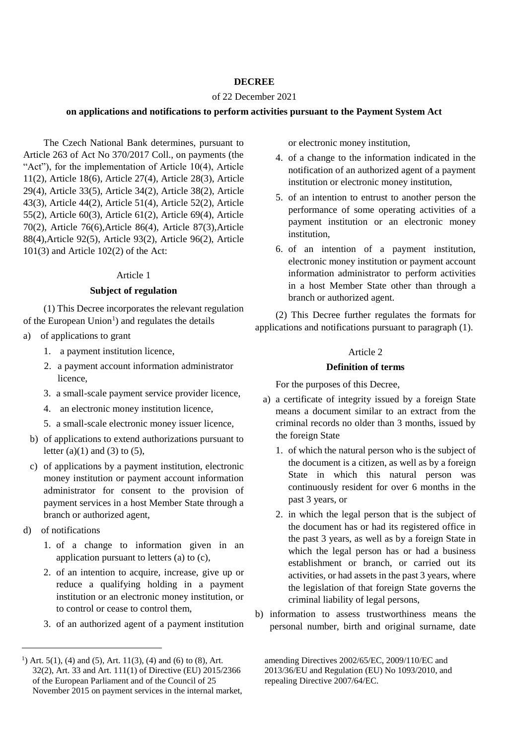**DECREE**

of 22 December 2021

**on applications and notifications to perform activities pursuant to the Payment System Act**

The Czech National Bank determines, pursuant to Article 263 of Act No 370/2017 Coll., on payments (the "Act"), for the implementation of Article 10(4), Article 11(2), Article 18(6), Article 27(4), Article 28(3), Article 29(4), Article 33(5), Article 34(2), Article 38(2), Article 43(3), Article 44(2), Article 51(4), Article 52(2), Article 55(2), Article 60(3), Article 61(2), Article 69(4), Article 70(2), Article 76(6),Article 86(4), Article 87(3),Article 88(4),Article 92(5), Article 93(2), Article 96(2), Article 101(3) and Article 102(2) of the Act:

Article 1

**Subject of regulation**

(1) This Decree incorporates the relevant regulation of the European Union[1]) and regulates the details

a) of applications to grant
   1. a payment institution licence,
   2. a payment account information administrator licence,
   3. a small-scale payment service provider licence,
   4. an electronic money institution licence,
   5. a small-scale electronic money issuer licence,

b) of applications to extend authorizations pursuant to letter (a)(1) and (3) to (5),

c) of applications by a payment institution, electronic money institution or payment account information administrator for consent to the provision of payment services in a host Member State through a branch or authorized agent,

d) of notifications
   1. of a change to information given in an application pursuant to letters (a) to (c),
   2. of an intention to acquire, increase, give up or reduce a qualifying holding in a payment institution or an electronic money institution, or to control or cease to control them,
   3. of an authorized agent of a payment institution or electronic money institution,
   4. of a change to the information indicated in the notification of an authorized agent of a payment institution or electronic money institution,
   5. of an intention to entrust to another person the performance of some operating activities of a payment institution or an electronic money institution,
   6. of an intention of a payment institution, electronic money institution or payment account information administrator to perform activities in a host Member State other than through a branch or authorized agent.

(2) This Decree further regulates the formats for applications and notifications pursuant to paragraph (1).

Article 2

**Definition of terms**

For the purposes of this Decree,

a) a certificate of integrity issued by a foreign State means a document similar to an extract from the criminal records no older than 3 months, issued by the foreign State
   1. of which the natural person who is the subject of the document is a citizen, as well as by a foreign State in which this natural person was continuously resident for over 6 months in the past 3 years, or
   2. in which the legal person that is the subject of the document has or had its registered office in the past 3 years, as well as by a foreign State in which the legal person has or had a business establishment or branch, or carried out its activities, or had assets in the past 3 years, where the legislation of that foreign State governs the criminal liability of legal persons,

b) information to assess trustworthiness means the personal number, birth and original surname, date

---

[1]) Art. 5(1), (4) and (5), Art. 11(3), (4) and (6) to (8), Art. 32(2), Art. 33 and Art. 111(1) of Directive (EU) 2015/2366 of the European Parliament and of the Council of 25 November 2015 on payment services in the internal market, amending Directives 2002/65/EC, 2009/110/EC and 2013/36/EU and Regulation (EU) No 1093/2010, and repealing Directive 2007/64/EC.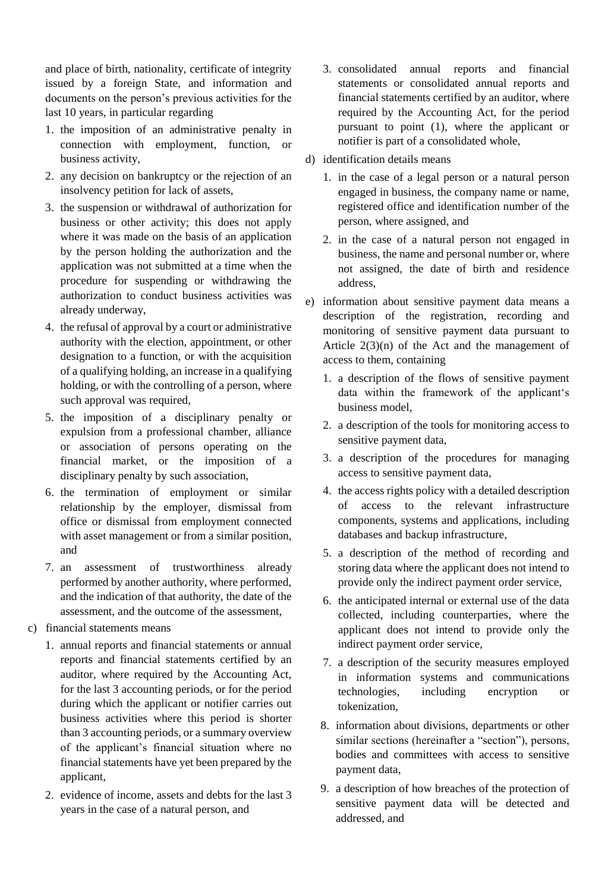and place of birth, nationality, certificate of integrity issued by a foreign State, and information and documents on the person's previous activities for the last 10 years, in particular regarding

1. the imposition of an administrative penalty in connection with employment, function, or business activity,
2. any decision on bankruptcy or the rejection of an insolvency petition for lack of assets,
3. the suspension or withdrawal of authorization for business or other activity; this does not apply where it was made on the basis of an application by the person holding the authorization and the application was not submitted at a time when the procedure for suspending or withdrawing the authorization to conduct business activities was already underway,
4. the refusal of approval by a court or administrative authority with the election, appointment, or other designation to a function, or with the acquisition of a qualifying holding, an increase in a qualifying holding, or with the controlling of a person, where such approval was required,
5. the imposition of a disciplinary penalty or expulsion from a professional chamber, alliance or association of persons operating on the financial market, or the imposition of a disciplinary penalty by such association,
6. the termination of employment or similar relationship by the employer, dismissal from office or dismissal from employment connected with asset management or from a similar position, and
7. an assessment of trustworthiness already performed by another authority, where performed, and the indication of that authority, the date of the assessment, and the outcome of the assessment,

c) financial statements means

1. annual reports and financial statements or annual reports and financial statements certified by an auditor, where required by the Accounting Act, for the last 3 accounting periods, or for the period during which the applicant or notifier carries out business activities where this period is shorter than 3 accounting periods, or a summary overview of the applicant's financial situation where no financial statements have yet been prepared by the applicant,
2. evidence of income, assets and debts for the last 3 years in the case of a natural person, and
3. consolidated annual reports and financial statements or consolidated annual reports and financial statements certified by an auditor, where required by the Accounting Act, for the period pursuant to point (1), where the applicant or notifier is part of a consolidated whole,

d) identification details means

1. in the case of a legal person or a natural person engaged in business, the company name or name, registered office and identification number of the person, where assigned, and
2. in the case of a natural person not engaged in business, the name and personal number or, where not assigned, the date of birth and residence address,

e) information about sensitive payment data means a description of the registration, recording and monitoring of sensitive payment data pursuant to Article 2(3)(n) of the Act and the management of access to them, containing

1. a description of the flows of sensitive payment data within the framework of the applicant's business model,
2. a description of the tools for monitoring access to sensitive payment data,
3. a description of the procedures for managing access to sensitive payment data,
4. the access rights policy with a detailed description of access to the relevant infrastructure components, systems and applications, including databases and backup infrastructure,
5. a description of the method of recording and storing data where the applicant does not intend to provide only the indirect payment order service,
6. the anticipated internal or external use of the data collected, including counterparties, where the applicant does not intend to provide only the indirect payment order service,
7. a description of the security measures employed in information systems and communications technologies, including encryption or tokenization,
8. information about divisions, departments or other similar sections (hereinafter a "section"), persons, bodies and committees with access to sensitive payment data,
9. a description of how breaches of the protection of sensitive payment data will be detected and addressed, and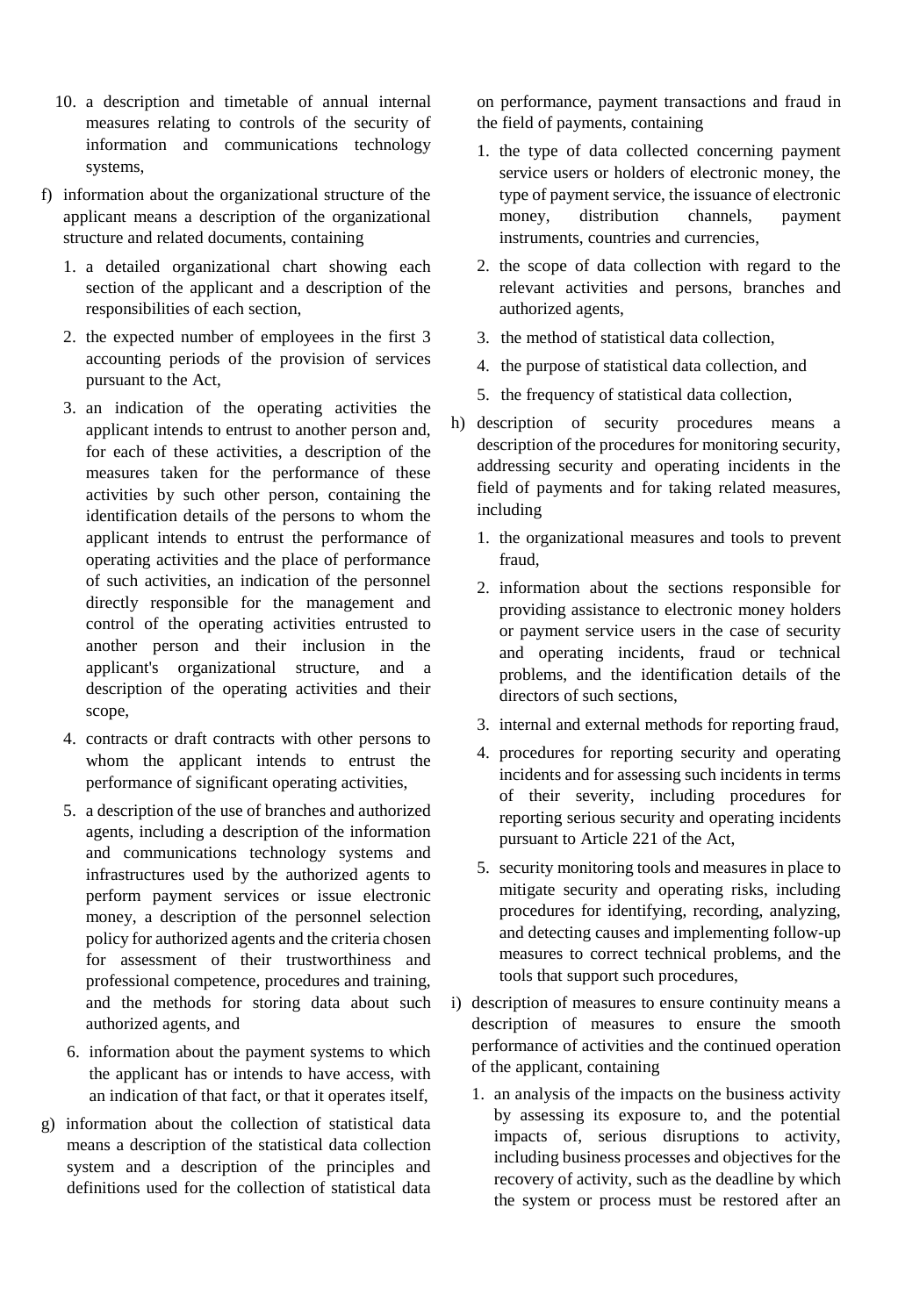10. a description and timetable of annual internal measures relating to controls of the security of information and communications technology systems,

f) information about the organizational structure of the applicant means a description of the organizational structure and related documents, containing

1. a detailed organizational chart showing each section of the applicant and a description of the responsibilities of each section,
2. the expected number of employees in the first 3 accounting periods of the provision of services pursuant to the Act,
3. an indication of the operating activities the applicant intends to entrust to another person and, for each of these activities, a description of the measures taken for the performance of these activities by such other person, containing the identification details of the persons to whom the applicant intends to entrust the performance of operating activities and the place of performance of such activities, an indication of the personnel directly responsible for the management and control of the operating activities entrusted to another person and their inclusion in the applicant's organizational structure, and a description of the operating activities and their scope,
4. contracts or draft contracts with other persons to whom the applicant intends to entrust the performance of significant operating activities,
5. a description of the use of branches and authorized agents, including a description of the information and communications technology systems and infrastructures used by the authorized agents to perform payment services or issue electronic money, a description of the personnel selection policy for authorized agents and the criteria chosen for assessment of their trustworthiness and professional competence, procedures and training, and the methods for storing data about such authorized agents, and
6. information about the payment systems to which the applicant has or intends to have access, with an indication of that fact, or that it operates itself,

g) information about the collection of statistical data means a description of the statistical data collection system and a description of the principles and definitions used for the collection of statistical data on performance, payment transactions and fraud in the field of payments, containing

1. the type of data collected concerning payment service users or holders of electronic money, the type of payment service, the issuance of electronic money, distribution channels, payment instruments, countries and currencies,
2. the scope of data collection with regard to the relevant activities and persons, branches and authorized agents,
3. the method of statistical data collection,
4. the purpose of statistical data collection, and
5. the frequency of statistical data collection,

h) description of security procedures means a description of the procedures for monitoring security, addressing security and operating incidents in the field of payments and for taking related measures, including

1. the organizational measures and tools to prevent fraud,
2. information about the sections responsible for providing assistance to electronic money holders or payment service users in the case of security and operating incidents, fraud or technical problems, and the identification details of the directors of such sections,
3. internal and external methods for reporting fraud,
4. procedures for reporting security and operating incidents and for assessing such incidents in terms of their severity, including procedures for reporting serious security and operating incidents pursuant to Article 221 of the Act,
5. security monitoring tools and measures in place to mitigate security and operating risks, including procedures for identifying, recording, analyzing, and detecting causes and implementing follow-up measures to correct technical problems, and the tools that support such procedures,

i) description of measures to ensure continuity means a description of measures to ensure the smooth performance of activities and the continued operation of the applicant, containing

1. an analysis of the impacts on the business activity by assessing its exposure to, and the potential impacts of, serious disruptions to activity, including business processes and objectives for the recovery of activity, such as the deadline by which the system or process must be restored after an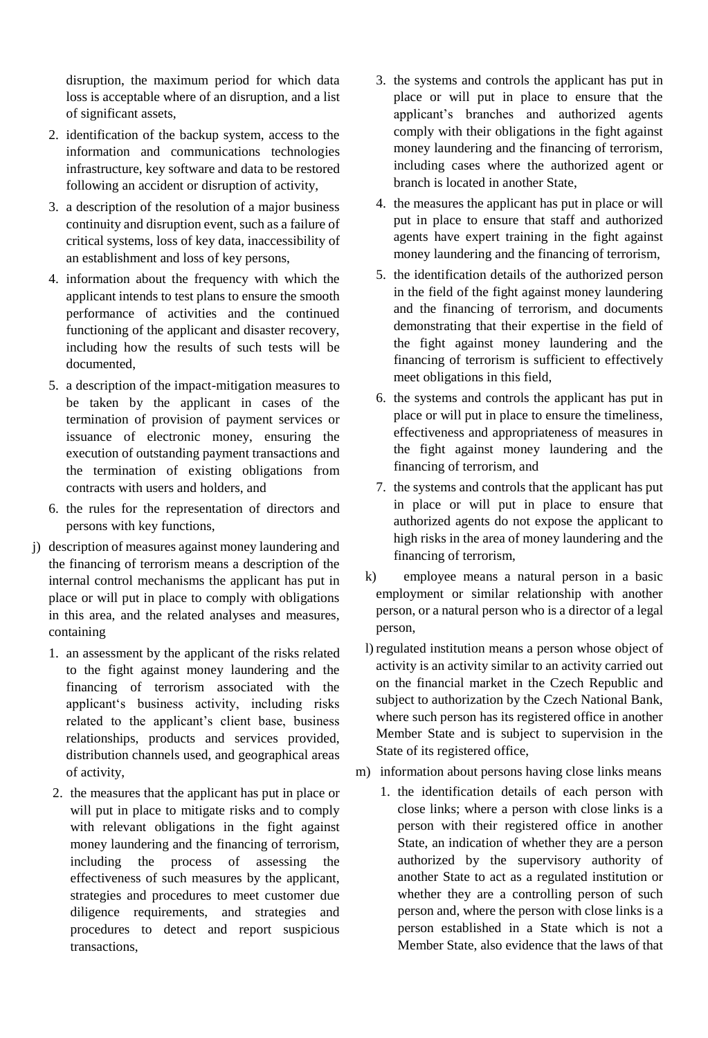disruption, the maximum period for which data loss is acceptable where of an disruption, and a list of significant assets,

2. identification of the backup system, access to the information and communications technologies infrastructure, key software and data to be restored following an accident or disruption of activity,
3. a description of the resolution of a major business continuity and disruption event, such as a failure of critical systems, loss of key data, inaccessibility of an establishment and loss of key persons,
4. information about the frequency with which the applicant intends to test plans to ensure the smooth performance of activities and the continued functioning of the applicant and disaster recovery, including how the results of such tests will be documented,
5. a description of the impact-mitigation measures to be taken by the applicant in cases of the termination of provision of payment services or issuance of electronic money, ensuring the execution of outstanding payment transactions and the termination of existing obligations from contracts with users and holders, and
6. the rules for the representation of directors and persons with key functions,

j) description of measures against money laundering and the financing of terrorism means a description of the internal control mechanisms the applicant has put in place or will put in place to comply with obligations in this area, and the related analyses and measures, containing

1. an assessment by the applicant of the risks related to the fight against money laundering and the financing of terrorism associated with the applicant's business activity, including risks related to the applicant's client base, business relationships, products and services provided, distribution channels used, and geographical areas of activity,
2. the measures that the applicant has put in place or will put in place to mitigate risks and to comply with relevant obligations in the fight against money laundering and the financing of terrorism, including the process of assessing the effectiveness of such measures by the applicant, strategies and procedures to meet customer due diligence requirements, and strategies and procedures to detect and report suspicious transactions,
3. the systems and controls the applicant has put in place or will put in place to ensure that the applicant's branches and authorized agents comply with their obligations in the fight against money laundering and the financing of terrorism, including cases where the authorized agent or branch is located in another State,
4. the measures the applicant has put in place or will put in place to ensure that staff and authorized agents have expert training in the fight against money laundering and the financing of terrorism,
5. the identification details of the authorized person in the field of the fight against money laundering and the financing of terrorism, and documents demonstrating that their expertise in the field of the fight against money laundering and the financing of terrorism is sufficient to effectively meet obligations in this field,
6. the systems and controls the applicant has put in place or will put in place to ensure the timeliness, effectiveness and appropriateness of measures in the fight against money laundering and the financing of terrorism, and
7. the systems and controls that the applicant has put in place or will put in place to ensure that authorized agents do not expose the applicant to high risks in the area of money laundering and the financing of terrorism,

k) employee means a natural person in a basic employment or similar relationship with another person, or a natural person who is a director of a legal person,

l) regulated institution means a person whose object of activity is an activity similar to an activity carried out on the financial market in the Czech Republic and subject to authorization by the Czech National Bank, where such person has its registered office in another Member State and is subject to supervision in the State of its registered office,

m) information about persons having close links means

1. the identification details of each person with close links; where a person with close links is a person with their registered office in another State, an indication of whether they are a person authorized by the supervisory authority of another State to act as a regulated institution or whether they are a controlling person of such person and, where the person with close links is a person established in a State which is not a Member State, also evidence that the laws of that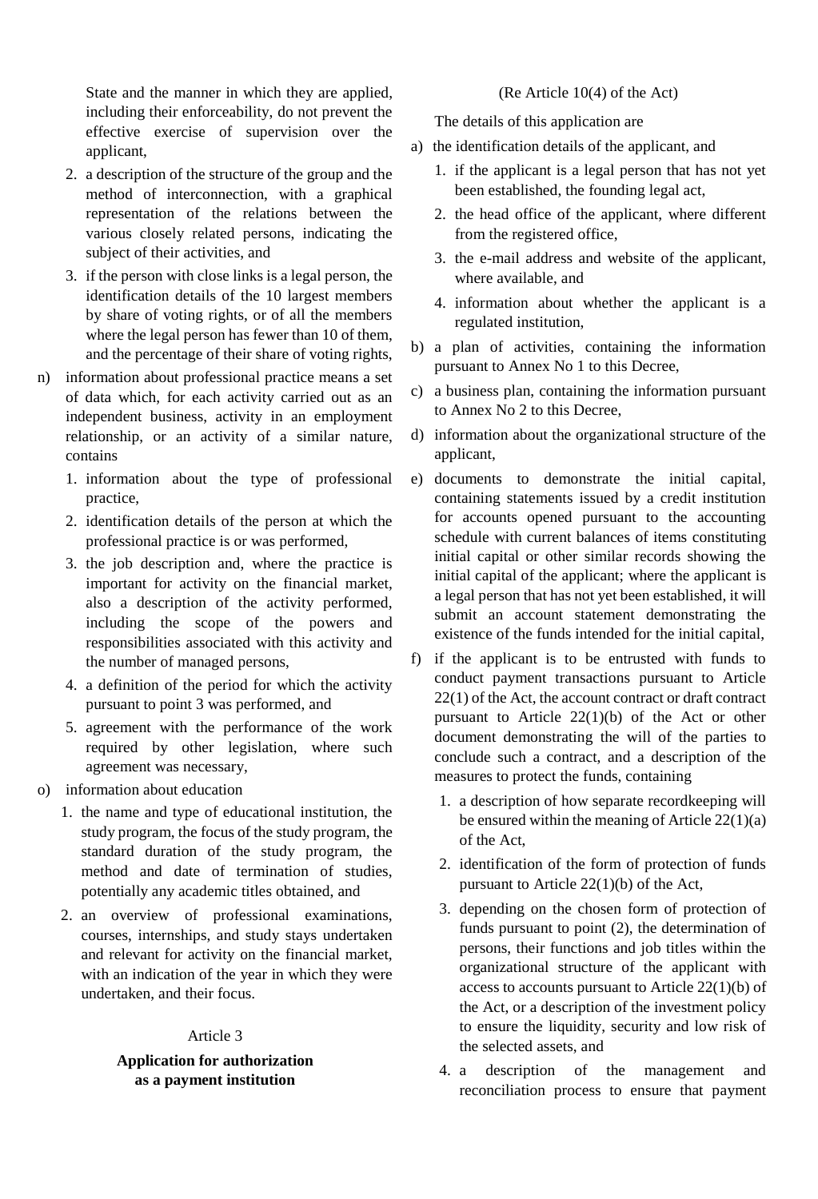State and the manner in which they are applied, including their enforceability, do not prevent the effective exercise of supervision over the applicant,

2. a description of the structure of the group and the method of interconnection, with a graphical representation of the relations between the various closely related persons, indicating the subject of their activities, and
3. if the person with close links is a legal person, the identification details of the 10 largest members by share of voting rights, or of all the members where the legal person has fewer than 10 of them, and the percentage of their share of voting rights,

n) information about professional practice means a set of data which, for each activity carried out as an independent business, activity in an employment relationship, or an activity of a similar nature, contains

1. information about the type of professional practice,
2. identification details of the person at which the professional practice is or was performed,
3. the job description and, where the practice is important for activity on the financial market, also a description of the activity performed, including the scope of the powers and responsibilities associated with this activity and the number of managed persons,
4. a definition of the period for which the activity pursuant to point 3 was performed, and
5. agreement with the performance of the work required by other legislation, where such agreement was necessary,

o) information about education

1. the name and type of educational institution, the study program, the focus of the study program, the standard duration of the study program, the method and date of termination of studies, potentially any academic titles obtained, and
2. an overview of professional examinations, courses, internships, and study stays undertaken and relevant for activity on the financial market, with an indication of the year in which they were undertaken, and their focus.

Article 3

**Application for authorization as a payment institution**

(Re Article 10(4) of the Act)

The details of this application are

a) the identification details of the applicant, and

1. if the applicant is a legal person that has not yet been established, the founding legal act,
2. the head office of the applicant, where different from the registered office,
3. the e-mail address and website of the applicant, where available, and
4. information about whether the applicant is a regulated institution,

b) a plan of activities, containing the information pursuant to Annex No 1 to this Decree,

c) a business plan, containing the information pursuant to Annex No 2 to this Decree,

d) information about the organizational structure of the applicant,

e) documents to demonstrate the initial capital, containing statements issued by a credit institution for accounts opened pursuant to the accounting schedule with current balances of items constituting initial capital or other similar records showing the initial capital of the applicant; where the applicant is a legal person that has not yet been established, it will submit an account statement demonstrating the existence of the funds intended for the initial capital,

f) if the applicant is to be entrusted with funds to conduct payment transactions pursuant to Article 22(1) of the Act, the account contract or draft contract pursuant to Article 22(1)(b) of the Act or other document demonstrating the will of the parties to conclude such a contract, and a description of the measures to protect the funds, containing

1. a description of how separate recordkeeping will be ensured within the meaning of Article 22(1)(a) of the Act,
2. identification of the form of protection of funds pursuant to Article 22(1)(b) of the Act,
3. depending on the chosen form of protection of funds pursuant to point (2), the determination of persons, their functions and job titles within the organizational structure of the applicant with access to accounts pursuant to Article 22(1)(b) of the Act, or a description of the investment policy to ensure the liquidity, security and low risk of the selected assets, and
4. a description of the management and reconciliation process to ensure that payment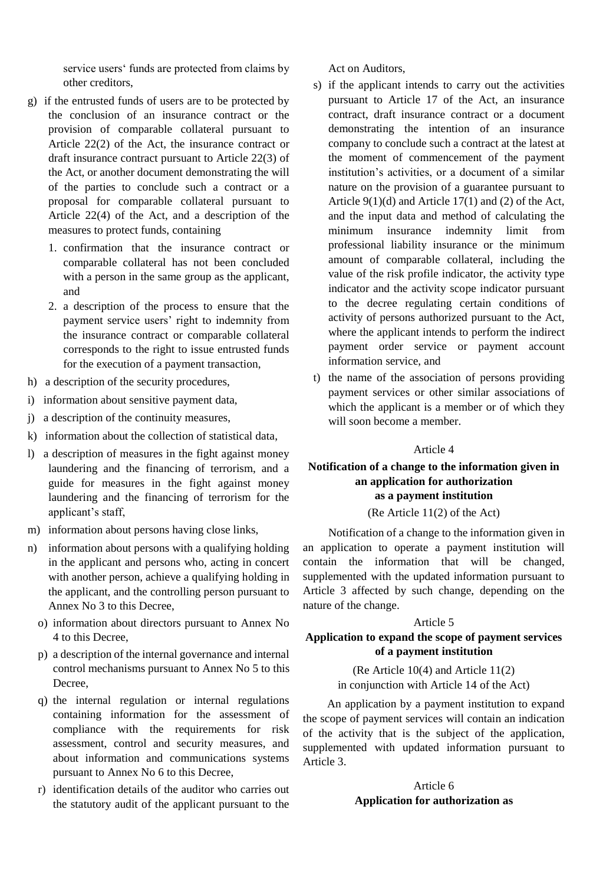service users' funds are protected from claims by other creditors,

g) if the entrusted funds of users are to be protected by the conclusion of an insurance contract or the provision of comparable collateral pursuant to Article 22(2) of the Act, the insurance contract or draft insurance contract pursuant to Article 22(3) of the Act, or another document demonstrating the will of the parties to conclude such a contract or a proposal for comparable collateral pursuant to Article 22(4) of the Act, and a description of the measures to protect funds, containing
   1. confirmation that the insurance contract or comparable collateral has not been concluded with a person in the same group as the applicant, and
   2. a description of the process to ensure that the payment service users' right to indemnity from the insurance contract or comparable collateral corresponds to the right to issue entrusted funds for the execution of a payment transaction,

h) a description of the security procedures,

i) information about sensitive payment data,

j) a description of the continuity measures,

k) information about the collection of statistical data,

l) a description of measures in the fight against money laundering and the financing of terrorism, and a guide for measures in the fight against money laundering and the financing of terrorism for the applicant's staff,

m) information about persons having close links,

n) information about persons with a qualifying holding in the applicant and persons who, acting in concert with another person, achieve a qualifying holding in the applicant, and the controlling person pursuant to Annex No 3 to this Decree,

o) information about directors pursuant to Annex No 4 to this Decree,

p) a description of the internal governance and internal control mechanisms pursuant to Annex No 5 to this Decree,

q) the internal regulation or internal regulations containing information for the assessment of compliance with the requirements for risk assessment, control and security measures, and about information and communications systems pursuant to Annex No 6 to this Decree,

r) identification details of the auditor who carries out the statutory audit of the applicant pursuant to the Act on Auditors,

s) if the applicant intends to carry out the activities pursuant to Article 17 of the Act, an insurance contract, draft insurance contract or a document demonstrating the intention of an insurance company to conclude such a contract at the latest at the moment of commencement of the payment institution's activities, or a document of a similar nature on the provision of a guarantee pursuant to Article 9(1)(d) and Article 17(1) and (2) of the Act, and the input data and method of calculating the minimum insurance indemnity limit from professional liability insurance or the minimum amount of comparable collateral, including the value of the risk profile indicator, the activity type indicator and the activity scope indicator pursuant to the decree regulating certain conditions of activity of persons authorized pursuant to the Act, where the applicant intends to perform the indirect payment order service or payment account information service, and

t) the name of the association of persons providing payment services or other similar associations of which the applicant is a member or of which they will soon become a member.

Article 4

**Notification of a change to the information given in an application for authorization as a payment institution**

(Re Article 11(2) of the Act)

Notification of a change to the information given in an application to operate a payment institution will contain the information that will be changed, supplemented with the updated information pursuant to Article 3 affected by such change, depending on the nature of the change.

Article 5

**Application to expand the scope of payment services of a payment institution**

(Re Article 10(4) and Article 11(2) in conjunction with Article 14 of the Act)

An application by a payment institution to expand the scope of payment services will contain an indication of the activity that is the subject of the application, supplemented with updated information pursuant to Article 3.

Article 6

**Application for authorization as**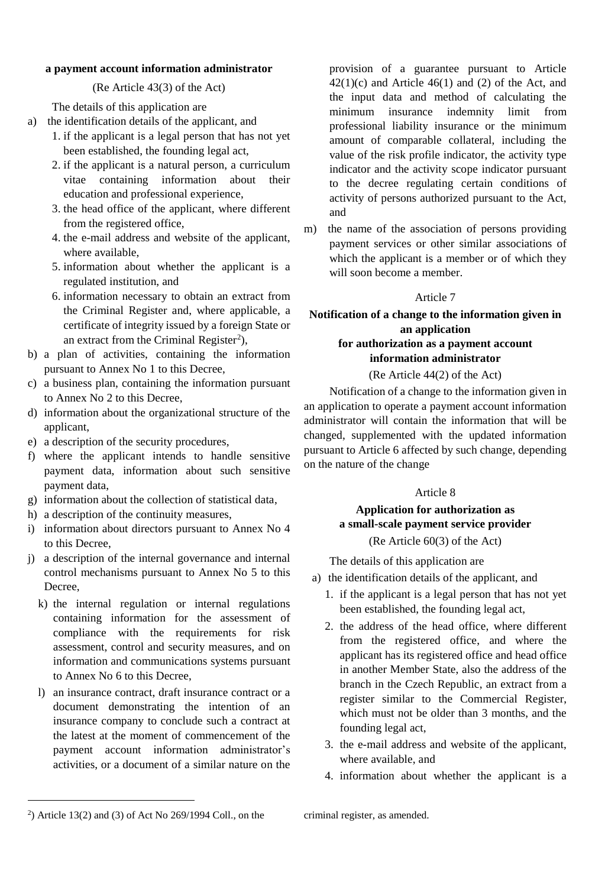**a payment account information administrator**

(Re Article 43(3) of the Act)

The details of this application are

a) the identification details of the applicant, and
   1. if the applicant is a legal person that has not yet been established, the founding legal act,
   2. if the applicant is a natural person, a curriculum vitae containing information about their education and professional experience,
   3. the head office of the applicant, where different from the registered office,
   4. the e-mail address and website of the applicant, where available,
   5. information about whether the applicant is a regulated institution, and
   6. information necessary to obtain an extract from the Criminal Register and, where applicable, a certificate of integrity issued by a foreign State or an extract from the Criminal Register[2]),
b) a plan of activities, containing the information pursuant to Annex No 1 to this Decree,
c) a business plan, containing the information pursuant to Annex No 2 to this Decree,
d) information about the organizational structure of the applicant,
e) a description of the security procedures,
f) where the applicant intends to handle sensitive payment data, information about such sensitive payment data,
g) information about the collection of statistical data,
h) a description of the continuity measures,
i) information about directors pursuant to Annex No 4 to this Decree,
j) a description of the internal governance and internal control mechanisms pursuant to Annex No 5 to this Decree,
k) the internal regulation or internal regulations containing information for the assessment of compliance with the requirements for risk assessment, control and security measures, and on information and communications systems pursuant to Annex No 6 to this Decree,
l) an insurance contract, draft insurance contract or a document demonstrating the intention of an insurance company to conclude such a contract at the latest at the moment of commencement of the payment account information administrator's activities, or a document of a similar nature on the provision of a guarantee pursuant to Article 42(1)(c) and Article 46(1) and (2) of the Act, and the input data and method of calculating the minimum insurance indemnity limit from professional liability insurance or the minimum amount of comparable collateral, including the value of the risk profile indicator, the activity type indicator and the activity scope indicator pursuant to the decree regulating certain conditions of activity of persons authorized pursuant to the Act, and
m) the name of the association of persons providing payment services or other similar associations of which the applicant is a member or of which they will soon become a member.

Article 7

**Notification of a change to the information given in an application for authorization as a payment account information administrator**

(Re Article 44(2) of the Act)

Notification of a change to the information given in an application to operate a payment account information administrator will contain the information that will be changed, supplemented with the updated information pursuant to Article 6 affected by such change, depending on the nature of the change

Article 8

**Application for authorization as a small-scale payment service provider**

(Re Article 60(3) of the Act)

The details of this application are

a) the identification details of the applicant, and
   1. if the applicant is a legal person that has not yet been established, the founding legal act,
   2. the address of the head office, where different from the registered office, and where the applicant has its registered office and head office in another Member State, also the address of the branch in the Czech Republic, an extract from a register similar to the Commercial Register, which must not be older than 3 months, and the founding legal act,
   3. the e-mail address and website of the applicant, where available, and
   4. information about whether the applicant is a

---

[2]) Article 13(2) and (3) of Act No 269/1994 Coll., on the criminal register, as amended.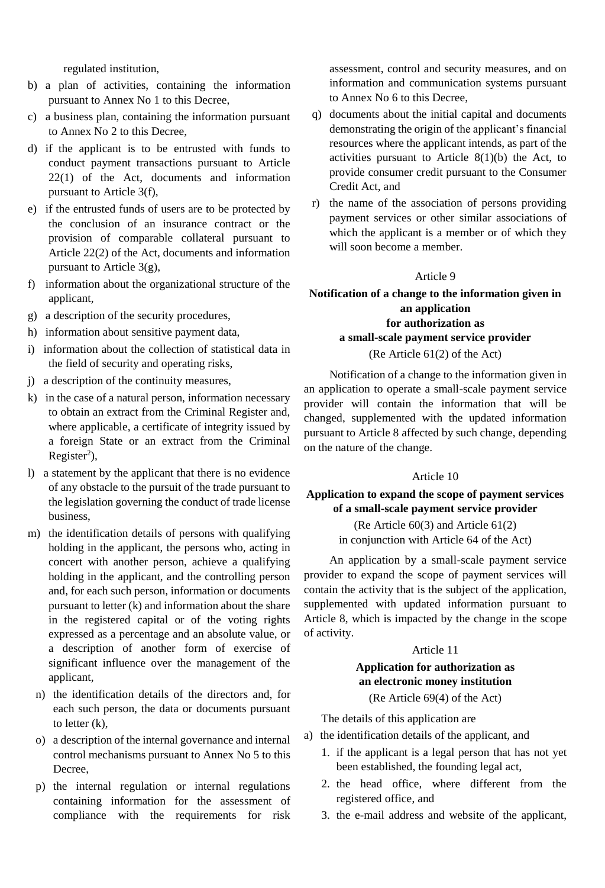regulated institution,

b) a plan of activities, containing the information pursuant to Annex No 1 to this Decree,
c) a business plan, containing the information pursuant to Annex No 2 to this Decree,
d) if the applicant is to be entrusted with funds to conduct payment transactions pursuant to Article 22(1) of the Act, documents and information pursuant to Article 3(f),
e) if the entrusted funds of users are to be protected by the conclusion of an insurance contract or the provision of comparable collateral pursuant to Article 22(2) of the Act, documents and information pursuant to Article 3(g),
f) information about the organizational structure of the applicant,
g) a description of the security procedures,
h) information about sensitive payment data,
i) information about the collection of statistical data in the field of security and operating risks,
j) a description of the continuity measures,
k) in the case of a natural person, information necessary to obtain an extract from the Criminal Register and, where applicable, a certificate of integrity issued by a foreign State or an extract from the Criminal Register[2]),
l) a statement by the applicant that there is no evidence of any obstacle to the pursuit of the trade pursuant to the legislation governing the conduct of trade license business,
m) the identification details of persons with qualifying holding in the applicant, the persons who, acting in concert with another person, achieve a qualifying holding in the applicant, and the controlling person and, for each such person, information or documents pursuant to letter (k) and information about the share in the registered capital or of the voting rights expressed as a percentage and an absolute value, or a description of another form of exercise of significant influence over the management of the applicant,
n) the identification details of the directors and, for each such person, the data or documents pursuant to letter (k),
o) a description of the internal governance and internal control mechanisms pursuant to Annex No 5 to this Decree,
p) the internal regulation or internal regulations containing information for the assessment of compliance with the requirements for risk assessment, control and security measures, and on information and communication systems pursuant to Annex No 6 to this Decree,
q) documents about the initial capital and documents demonstrating the origin of the applicant's financial resources where the applicant intends, as part of the activities pursuant to Article 8(1)(b) the Act, to provide consumer credit pursuant to the Consumer Credit Act, and
r) the name of the association of persons providing payment services or other similar associations of which the applicant is a member or of which they will soon become a member.

Article 9

**Notification of a change to the information given in an application for authorization as a small-scale payment service provider**

(Re Article 61(2) of the Act)

Notification of a change to the information given in an application to operate a small-scale payment service provider will contain the information that will be changed, supplemented with the updated information pursuant to Article 8 affected by such change, depending on the nature of the change.

Article 10

**Application to expand the scope of payment services of a small-scale payment service provider**

(Re Article 60(3) and Article 61(2) in conjunction with Article 64 of the Act)

An application by a small-scale payment service provider to expand the scope of payment services will contain the activity that is the subject of the application, supplemented with updated information pursuant to Article 8, which is impacted by the change in the scope of activity.

Article 11

**Application for authorization as an electronic money institution**

(Re Article 69(4) of the Act)

The details of this application are

a) the identification details of the applicant, and
   1. if the applicant is a legal person that has not yet been established, the founding legal act,
   2. the head office, where different from the registered office, and
   3. the e-mail address and website of the applicant,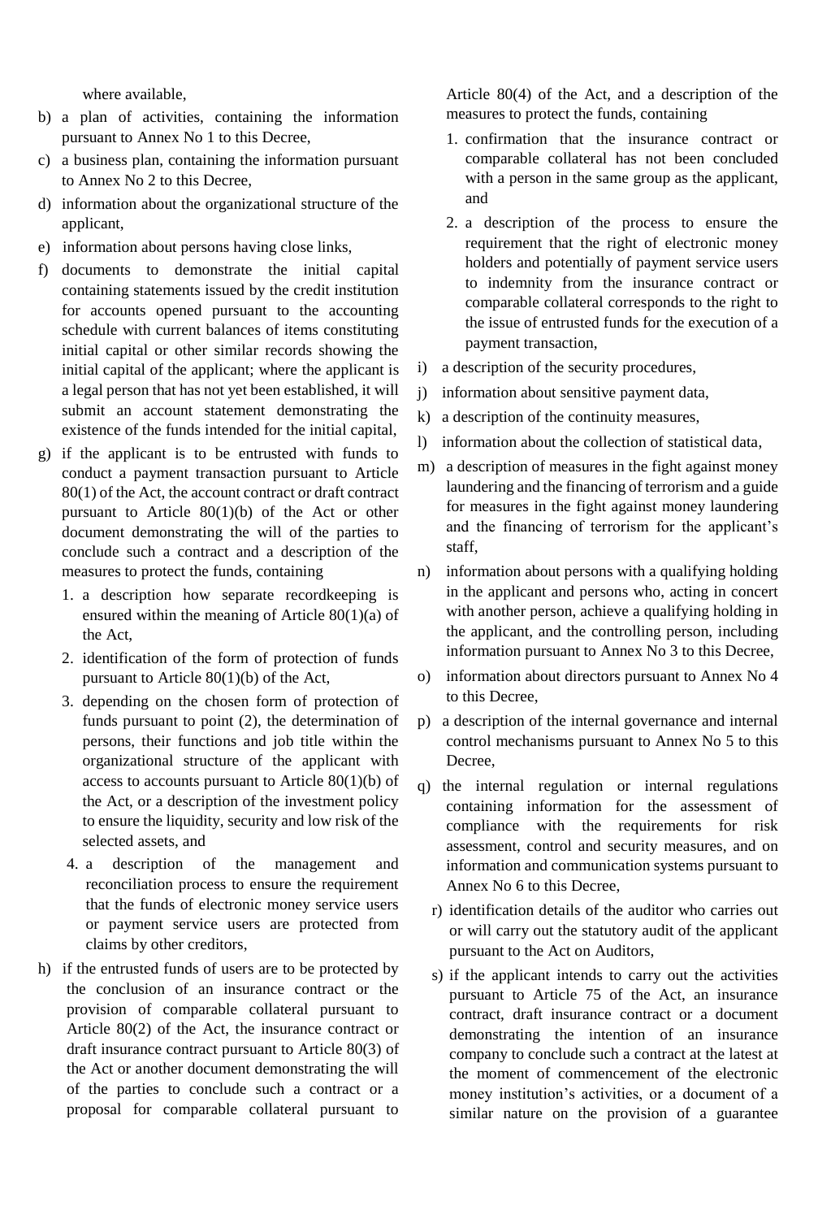where available,

b) a plan of activities, containing the information pursuant to Annex No 1 to this Decree,
c) a business plan, containing the information pursuant to Annex No 2 to this Decree,
d) information about the organizational structure of the applicant,
e) information about persons having close links,
f) documents to demonstrate the initial capital containing statements issued by the credit institution for accounts opened pursuant to the accounting schedule with current balances of items constituting initial capital or other similar records showing the initial capital of the applicant; where the applicant is a legal person that has not yet been established, it will submit an account statement demonstrating the existence of the funds intended for the initial capital,
g) if the applicant is to be entrusted with funds to conduct a payment transaction pursuant to Article 80(1) of the Act, the account contract or draft contract pursuant to Article 80(1)(b) of the Act or other document demonstrating the will of the parties to conclude such a contract and a description of the measures to protect the funds, containing
   1. a description how separate recordkeeping is ensured within the meaning of Article 80(1)(a) of the Act,
   2. identification of the form of protection of funds pursuant to Article 80(1)(b) of the Act,
   3. depending on the chosen form of protection of funds pursuant to point (2), the determination of persons, their functions and job title within the organizational structure of the applicant with access to accounts pursuant to Article 80(1)(b) of the Act, or a description of the investment policy to ensure the liquidity, security and low risk of the selected assets, and
   4. a description of the management and reconciliation process to ensure the requirement that the funds of electronic money service users or payment service users are protected from claims by other creditors,
h) if the entrusted funds of users are to be protected by the conclusion of an insurance contract or the provision of comparable collateral pursuant to Article 80(2) of the Act, the insurance contract or draft insurance contract pursuant to Article 80(3) of the Act or another document demonstrating the will of the parties to conclude such a contract or a proposal for comparable collateral pursuant to Article 80(4) of the Act, and a description of the measures to protect the funds, containing
   1. confirmation that the insurance contract or comparable collateral has not been concluded with a person in the same group as the applicant, and
   2. a description of the process to ensure the requirement that the right of electronic money holders and potentially of payment service users to indemnity from the insurance contract or comparable collateral corresponds to the right to the issue of entrusted funds for the execution of a payment transaction,
i) a description of the security procedures,
j) information about sensitive payment data,
k) a description of the continuity measures,
l) information about the collection of statistical data,
m) a description of measures in the fight against money laundering and the financing of terrorism and a guide for measures in the fight against money laundering and the financing of terrorism for the applicant's staff,
n) information about persons with a qualifying holding in the applicant and persons who, acting in concert with another person, achieve a qualifying holding in the applicant, and the controlling person, including information pursuant to Annex No 3 to this Decree,
o) information about directors pursuant to Annex No 4 to this Decree,
p) a description of the internal governance and internal control mechanisms pursuant to Annex No 5 to this Decree,
q) the internal regulation or internal regulations containing information for the assessment of compliance with the requirements for risk assessment, control and security measures, and on information and communication systems pursuant to Annex No 6 to this Decree,
r) identification details of the auditor who carries out or will carry out the statutory audit of the applicant pursuant to the Act on Auditors,
s) if the applicant intends to carry out the activities pursuant to Article 75 of the Act, an insurance contract, draft insurance contract or a document demonstrating the intention of an insurance company to conclude such a contract at the latest at the moment of commencement of the electronic money institution's activities, or a document of a similar nature on the provision of a guarantee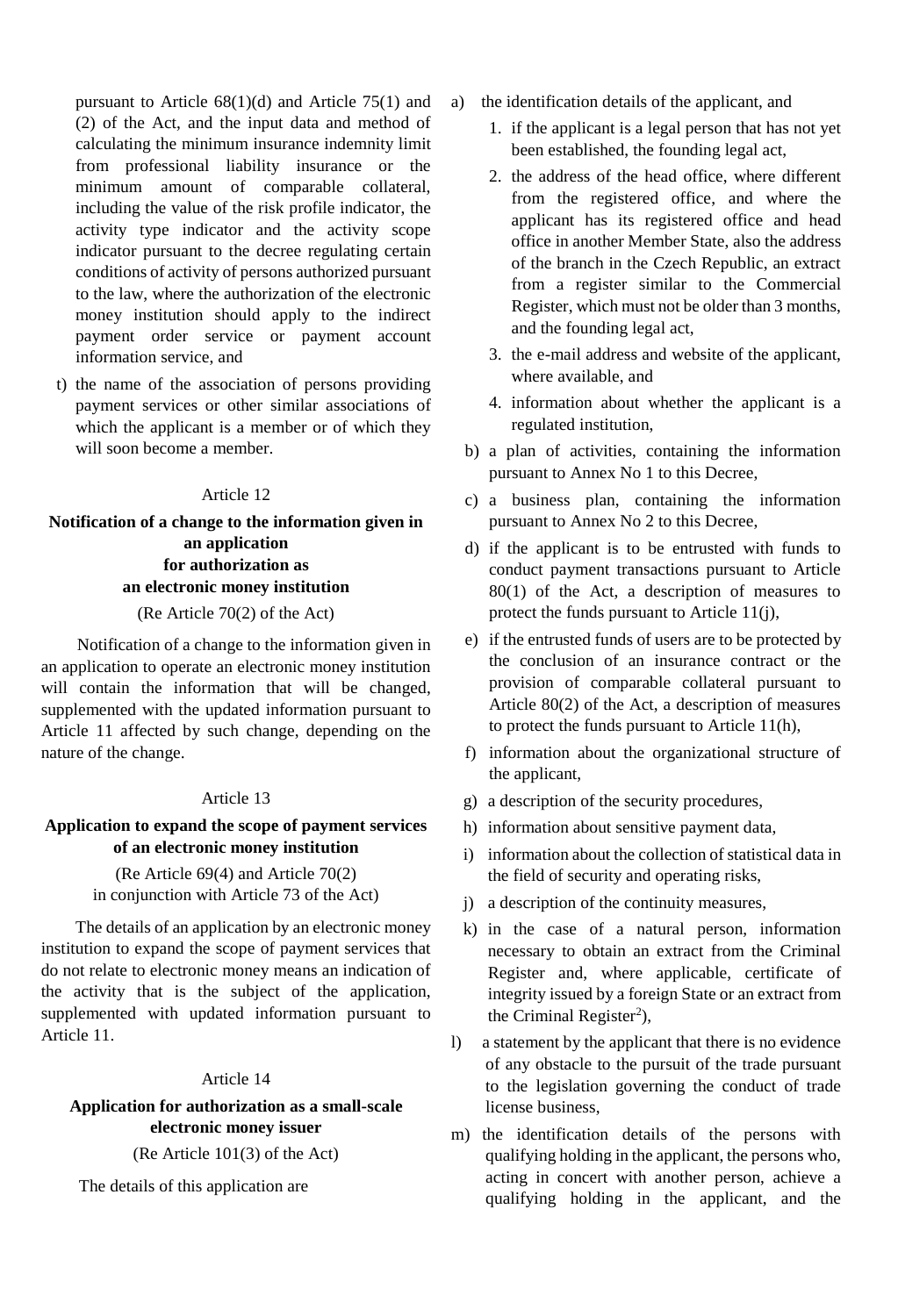pursuant to Article 68(1)(d) and Article 75(1) and (2) of the Act, and the input data and method of calculating the minimum insurance indemnity limit from professional liability insurance or the minimum amount of comparable collateral, including the value of the risk profile indicator, the activity type indicator and the activity scope indicator pursuant to the decree regulating certain conditions of activity of persons authorized pursuant to the law, where the authorization of the electronic money institution should apply to the indirect payment order service or payment account information service, and

t) the name of the association of persons providing payment services or other similar associations of which the applicant is a member or of which they will soon become a member.

Article 12

**Notification of a change to the information given in an application for authorization as an electronic money institution**

(Re Article 70(2) of the Act)

Notification of a change to the information given in an application to operate an electronic money institution will contain the information that will be changed, supplemented with the updated information pursuant to Article 11 affected by such change, depending on the nature of the change.

Article 13

**Application to expand the scope of payment services of an electronic money institution**

(Re Article 69(4) and Article 70(2) in conjunction with Article 73 of the Act)

The details of an application by an electronic money institution to expand the scope of payment services that do not relate to electronic money means an indication of the activity that is the subject of the application, supplemented with updated information pursuant to Article 11.

Article 14

**Application for authorization as a small-scale electronic money issuer**

(Re Article 101(3) of the Act)

The details of this application are

a) the identification details of the applicant, and
   1. if the applicant is a legal person that has not yet been established, the founding legal act,
   2. the address of the head office, where different from the registered office, and where the applicant has its registered office and head office in another Member State, also the address of the branch in the Czech Republic, an extract from a register similar to the Commercial Register, which must not be older than 3 months, and the founding legal act,
   3. the e-mail address and website of the applicant, where available, and
   4. information about whether the applicant is a regulated institution,

b) a plan of activities, containing the information pursuant to Annex No 1 to this Decree,

c) a business plan, containing the information pursuant to Annex No 2 to this Decree,

d) if the applicant is to be entrusted with funds to conduct payment transactions pursuant to Article 80(1) of the Act, a description of measures to protect the funds pursuant to Article 11(j),

e) if the entrusted funds of users are to be protected by the conclusion of an insurance contract or the provision of comparable collateral pursuant to Article 80(2) of the Act, a description of measures to protect the funds pursuant to Article 11(h),

f) information about the organizational structure of the applicant,

g) a description of the security procedures,

h) information about sensitive payment data,

i) information about the collection of statistical data in the field of security and operating risks,

j) a description of the continuity measures,

k) in the case of a natural person, information necessary to obtain an extract from the Criminal Register and, where applicable, certificate of integrity issued by a foreign State or an extract from the Criminal Register[2]),

l) a statement by the applicant that there is no evidence of any obstacle to the pursuit of the trade pursuant to the legislation governing the conduct of trade license business,

m) the identification details of the persons with qualifying holding in the applicant, the persons who, acting in concert with another person, achieve a qualifying holding in the applicant, and the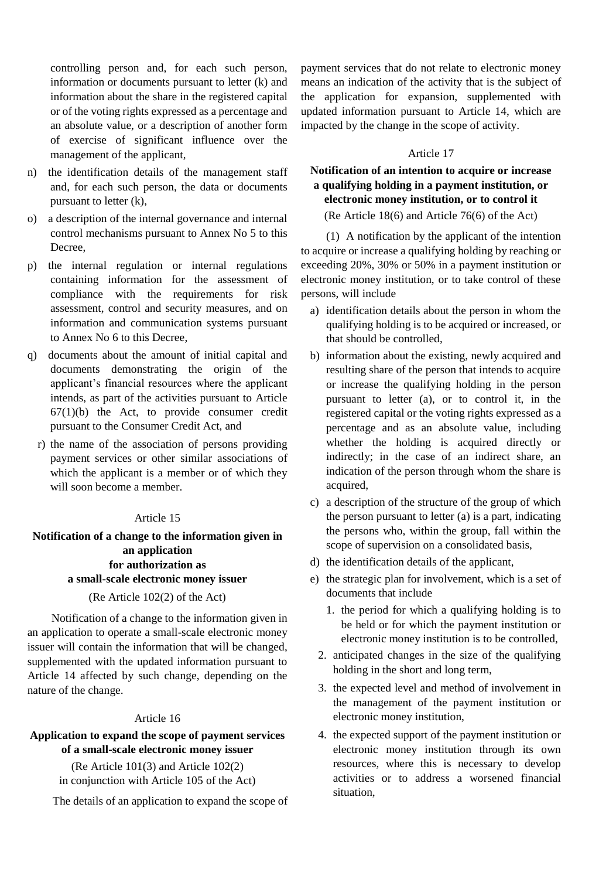controlling person and, for each such person, information or documents pursuant to letter (k) and information about the share in the registered capital or of the voting rights expressed as a percentage and an absolute value, or a description of another form of exercise of significant influence over the management of the applicant,

n) the identification details of the management staff and, for each such person, the data or documents pursuant to letter (k),

o) a description of the internal governance and internal control mechanisms pursuant to Annex No 5 to this Decree,

p) the internal regulation or internal regulations containing information for the assessment of compliance with the requirements for risk assessment, control and security measures, and on information and communication systems pursuant to Annex No 6 to this Decree,

q) documents about the amount of initial capital and documents demonstrating the origin of the applicant's financial resources where the applicant intends, as part of the activities pursuant to Article 67(1)(b) the Act, to provide consumer credit pursuant to the Consumer Credit Act, and

r) the name of the association of persons providing payment services or other similar associations of which the applicant is a member or of which they will soon become a member.

Article 15

**Notification of a change to the information given in an application for authorization as a small-scale electronic money issuer**

(Re Article 102(2) of the Act)

Notification of a change to the information given in an application to operate a small-scale electronic money issuer will contain the information that will be changed, supplemented with the updated information pursuant to Article 14 affected by such change, depending on the nature of the change.

Article 16

**Application to expand the scope of payment services of a small-scale electronic money issuer**

(Re Article 101(3) and Article 102(2) in conjunction with Article 105 of the Act)

The details of an application to expand the scope of payment services that do not relate to electronic money means an indication of the activity that is the subject of the application for expansion, supplemented with updated information pursuant to Article 14, which are impacted by the change in the scope of activity.

Article 17

**Notification of an intention to acquire or increase a qualifying holding in a payment institution, or electronic money institution, or to control it**

(Re Article 18(6) and Article 76(6) of the Act)

(1) A notification by the applicant of the intention to acquire or increase a qualifying holding by reaching or exceeding 20%, 30% or 50% in a payment institution or electronic money institution, or to take control of these persons, will include

a) identification details about the person in whom the qualifying holding is to be acquired or increased, or that should be controlled,

b) information about the existing, newly acquired and resulting share of the person that intends to acquire or increase the qualifying holding in the person pursuant to letter (a), or to control it, in the registered capital or the voting rights expressed as a percentage and as an absolute value, including whether the holding is acquired directly or indirectly; in the case of an indirect share, an indication of the person through whom the share is acquired,

c) a description of the structure of the group of which the person pursuant to letter (a) is a part, indicating the persons who, within the group, fall within the scope of supervision on a consolidated basis,

d) the identification details of the applicant,

e) the strategic plan for involvement, which is a set of documents that include

1. the period for which a qualifying holding is to be held or for which the payment institution or electronic money institution is to be controlled,
2. anticipated changes in the size of the qualifying holding in the short and long term,
3. the expected level and method of involvement in the management of the payment institution or electronic money institution,
4. the expected support of the payment institution or electronic money institution through its own resources, where this is necessary to develop activities or to address a worsened financial situation,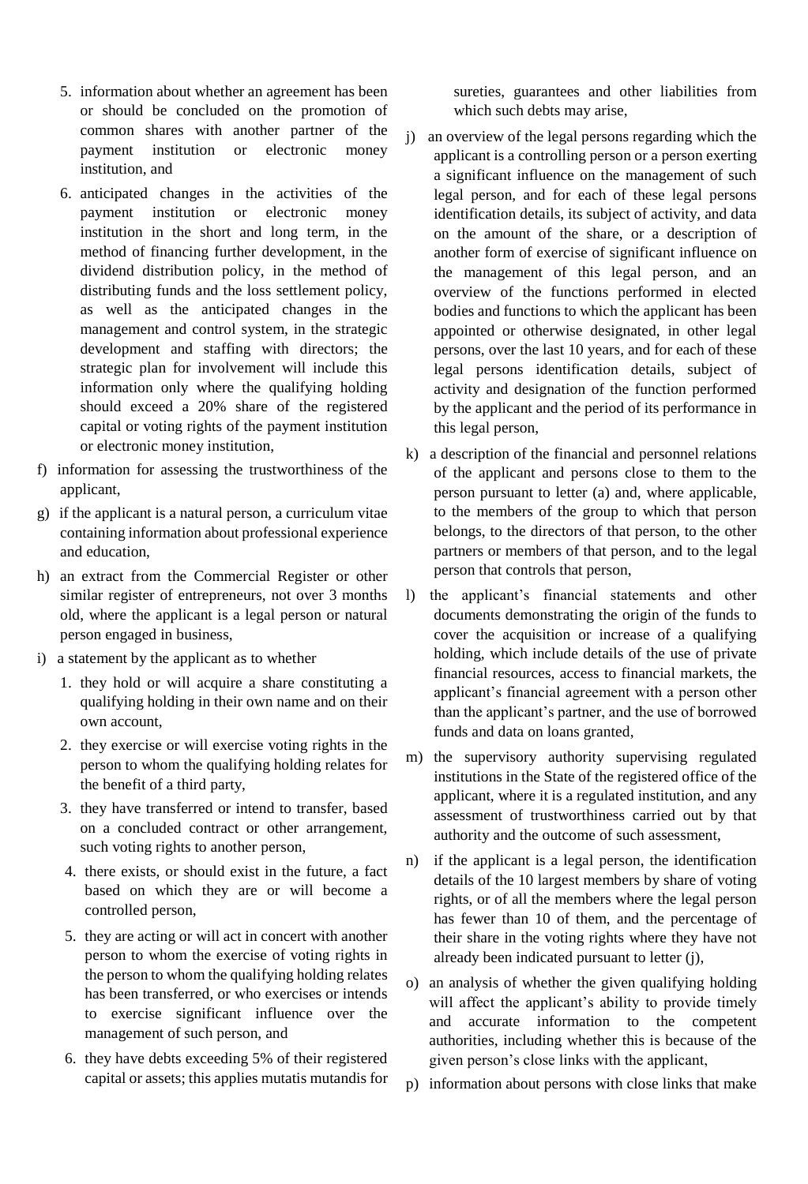5. information about whether an agreement has been or should be concluded on the promotion of common shares with another partner of the payment institution or electronic money institution, and
6. anticipated changes in the activities of the payment institution or electronic money institution in the short and long term, in the method of financing further development, in the dividend distribution policy, in the method of distributing funds and the loss settlement policy, as well as the anticipated changes in the management and control system, in the strategic development and staffing with directors; the strategic plan for involvement will include this information only where the qualifying holding should exceed a 20% share of the registered capital or voting rights of the payment institution or electronic money institution,

f) information for assessing the trustworthiness of the applicant,

g) if the applicant is a natural person, a curriculum vitae containing information about professional experience and education,

h) an extract from the Commercial Register or other similar register of entrepreneurs, not over 3 months old, where the applicant is a legal person or natural person engaged in business,

i) a statement by the applicant as to whether
1. they hold or will acquire a share constituting a qualifying holding in their own name and on their own account,
2. they exercise or will exercise voting rights in the person to whom the qualifying holding relates for the benefit of a third party,
3. they have transferred or intend to transfer, based on a concluded contract or other arrangement, such voting rights to another person,
4. there exists, or should exist in the future, a fact based on which they are or will become a controlled person,
5. they are acting or will act in concert with another person to whom the exercise of voting rights in the person to whom the qualifying holding relates has been transferred, or who exercises or intends to exercise significant influence over the management of such person, and
6. they have debts exceeding 5% of their registered capital or assets; this applies mutatis mutandis for sureties, guarantees and other liabilities from which such debts may arise,

j) an overview of the legal persons regarding which the applicant is a controlling person or a person exerting a significant influence on the management of such legal person, and for each of these legal persons identification details, its subject of activity, and data on the amount of the share, or a description of another form of exercise of significant influence on the management of this legal person, and an overview of the functions performed in elected bodies and functions to which the applicant has been appointed or otherwise designated, in other legal persons, over the last 10 years, and for each of these legal persons identification details, subject of activity and designation of the function performed by the applicant and the period of its performance in this legal person,

k) a description of the financial and personnel relations of the applicant and persons close to them to the person pursuant to letter (a) and, where applicable, to the members of the group to which that person belongs, to the directors of that person, to the other partners or members of that person, and to the legal person that controls that person,

l) the applicant's financial statements and other documents demonstrating the origin of the funds to cover the acquisition or increase of a qualifying holding, which include details of the use of private financial resources, access to financial markets, the applicant's financial agreement with a person other than the applicant's partner, and the use of borrowed funds and data on loans granted,

m) the supervisory authority supervising regulated institutions in the State of the registered office of the applicant, where it is a regulated institution, and any assessment of trustworthiness carried out by that authority and the outcome of such assessment,

n) if the applicant is a legal person, the identification details of the 10 largest members by share of voting rights, or of all the members where the legal person has fewer than 10 of them, and the percentage of their share in the voting rights where they have not already been indicated pursuant to letter (j),

o) an analysis of whether the given qualifying holding will affect the applicant's ability to provide timely and accurate information to the competent authorities, including whether this is because of the given person's close links with the applicant,

p) information about persons with close links that make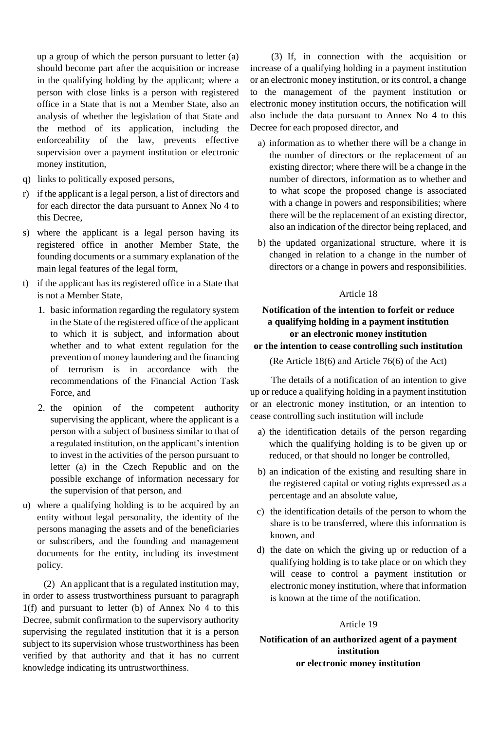up a group of which the person pursuant to letter (a) should become part after the acquisition or increase in the qualifying holding by the applicant; where a person with close links is a person with registered office in a State that is not a Member State, also an analysis of whether the legislation of that State and the method of its application, including the enforceability of the law, prevents effective supervision over a payment institution or electronic money institution,

q) links to politically exposed persons,

r) if the applicant is a legal person, a list of directors and for each director the data pursuant to Annex No 4 to this Decree,

s) where the applicant is a legal person having its registered office in another Member State, the founding documents or a summary explanation of the main legal features of the legal form,

t) if the applicant has its registered office in a State that is not a Member State,

   1. basic information regarding the regulatory system in the State of the registered office of the applicant to which it is subject, and information about whether and to what extent regulation for the prevention of money laundering and the financing of terrorism is in accordance with the recommendations of the Financial Action Task Force, and

   2. the opinion of the competent authority supervising the applicant, where the applicant is a person with a subject of business similar to that of a regulated institution, on the applicant's intention to invest in the activities of the person pursuant to letter (a) in the Czech Republic and on the possible exchange of information necessary for the supervision of that person, and

u) where a qualifying holding is to be acquired by an entity without legal personality, the identity of the persons managing the assets and of the beneficiaries or subscribers, and the founding and management documents for the entity, including its investment policy.

(2) An applicant that is a regulated institution may, in order to assess trustworthiness pursuant to paragraph 1(f) and pursuant to letter (b) of Annex No 4 to this Decree, submit confirmation to the supervisory authority supervising the regulated institution that it is a person subject to its supervision whose trustworthiness has been verified by that authority and that it has no current knowledge indicating its untrustworthiness.

(3) If, in connection with the acquisition or increase of a qualifying holding in a payment institution or an electronic money institution, or its control, a change to the management of the payment institution or electronic money institution occurs, the notification will also include the data pursuant to Annex No 4 to this Decree for each proposed director, and

a) information as to whether there will be a change in the number of directors or the replacement of an existing director; where there will be a change in the number of directors, information as to whether and to what scope the proposed change is associated with a change in powers and responsibilities; where there will be the replacement of an existing director, also an indication of the director being replaced, and

b) the updated organizational structure, where it is changed in relation to a change in the number of directors or a change in powers and responsibilities.

Article 18

**Notification of the intention to forfeit or reduce a qualifying holding in a payment institution or an electronic money institution or the intention to cease controlling such institution**

(Re Article 18(6) and Article 76(6) of the Act)

The details of a notification of an intention to give up or reduce a qualifying holding in a payment institution or an electronic money institution, or an intention to cease controlling such institution will include

a) the identification details of the person regarding which the qualifying holding is to be given up or reduced, or that should no longer be controlled,

b) an indication of the existing and resulting share in the registered capital or voting rights expressed as a percentage and an absolute value,

c) the identification details of the person to whom the share is to be transferred, where this information is known, and

d) the date on which the giving up or reduction of a qualifying holding is to take place or on which they will cease to control a payment institution or electronic money institution, where that information is known at the time of the notification.

Article 19

**Notification of an authorized agent of a payment institution or electronic money institution**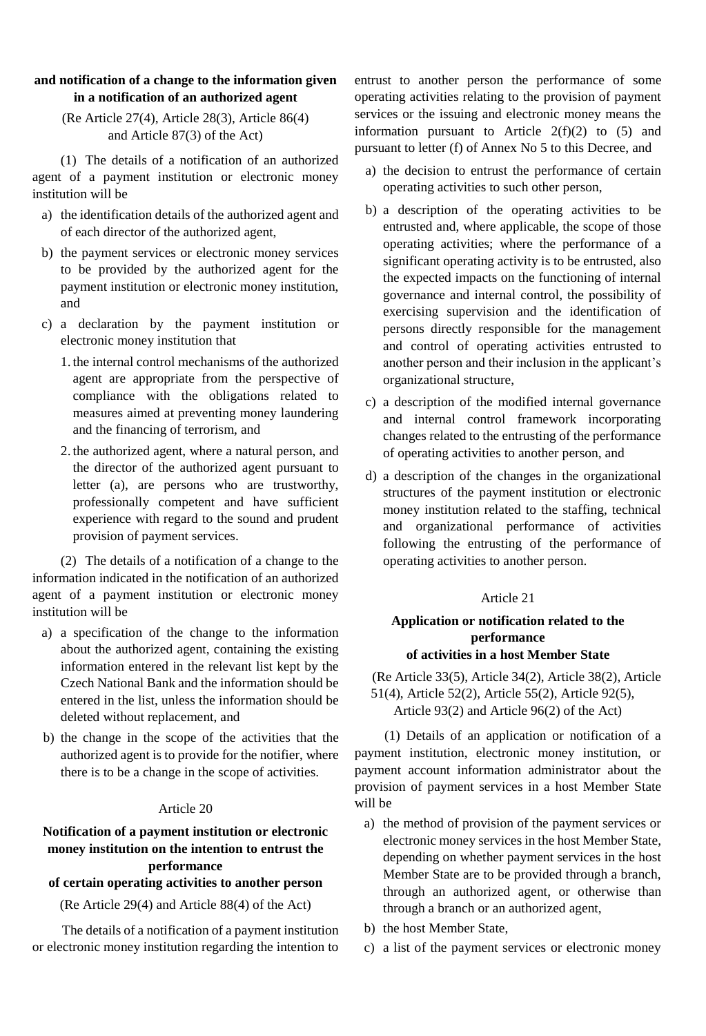**and notification of a change to the information given in a notification of an authorized agent**

(Re Article 27(4), Article 28(3), Article 86(4) and Article 87(3) of the Act)

(1) The details of a notification of an authorized agent of a payment institution or electronic money institution will be

a) the identification details of the authorized agent and of each director of the authorized agent,

b) the payment services or electronic money services to be provided by the authorized agent for the payment institution or electronic money institution, and

c) a declaration by the payment institution or electronic money institution that

1. the internal control mechanisms of the authorized agent are appropriate from the perspective of compliance with the obligations related to measures aimed at preventing money laundering and the financing of terrorism, and
2. the authorized agent, where a natural person, and the director of the authorized agent pursuant to letter (a), are persons who are trustworthy, professionally competent and have sufficient experience with regard to the sound and prudent provision of payment services.

(2) The details of a notification of a change to the information indicated in the notification of an authorized agent of a payment institution or electronic money institution will be

a) a specification of the change to the information about the authorized agent, containing the existing information entered in the relevant list kept by the Czech National Bank and the information should be entered in the list, unless the information should be deleted without replacement, and

b) the change in the scope of the activities that the authorized agent is to provide for the notifier, where there is to be a change in the scope of activities.

Article 20

**Notification of a payment institution or electronic money institution on the intention to entrust the performance of certain operating activities to another person**

(Re Article 29(4) and Article 88(4) of the Act)

The details of a notification of a payment institution or electronic money institution regarding the intention to entrust to another person the performance of some operating activities relating to the provision of payment services or the issuing and electronic money means the information pursuant to Article 2(f)(2) to (5) and pursuant to letter (f) of Annex No 5 to this Decree, and

a) the decision to entrust the performance of certain operating activities to such other person,

b) a description of the operating activities to be entrusted and, where applicable, the scope of those operating activities; where the performance of a significant operating activity is to be entrusted, also the expected impacts on the functioning of internal governance and internal control, the possibility of exercising supervision and the identification of persons directly responsible for the management and control of operating activities entrusted to another person and their inclusion in the applicant's organizational structure,

c) a description of the modified internal governance and internal control framework incorporating changes related to the entrusting of the performance of operating activities to another person, and

d) a description of the changes in the organizational structures of the payment institution or electronic money institution related to the staffing, technical and organizational performance of activities following the entrusting of the performance of operating activities to another person.

Article 21

**Application or notification related to the performance of activities in a host Member State**

(Re Article 33(5), Article 34(2), Article 38(2), Article 51(4), Article 52(2), Article 55(2), Article 92(5), Article 93(2) and Article 96(2) of the Act)

(1) Details of an application or notification of a payment institution, electronic money institution, or payment account information administrator about the provision of payment services in a host Member State will be

a) the method of provision of the payment services or electronic money services in the host Member State, depending on whether payment services in the host Member State are to be provided through a branch, through an authorized agent, or otherwise than through a branch or an authorized agent,

b) the host Member State,

c) a list of the payment services or electronic money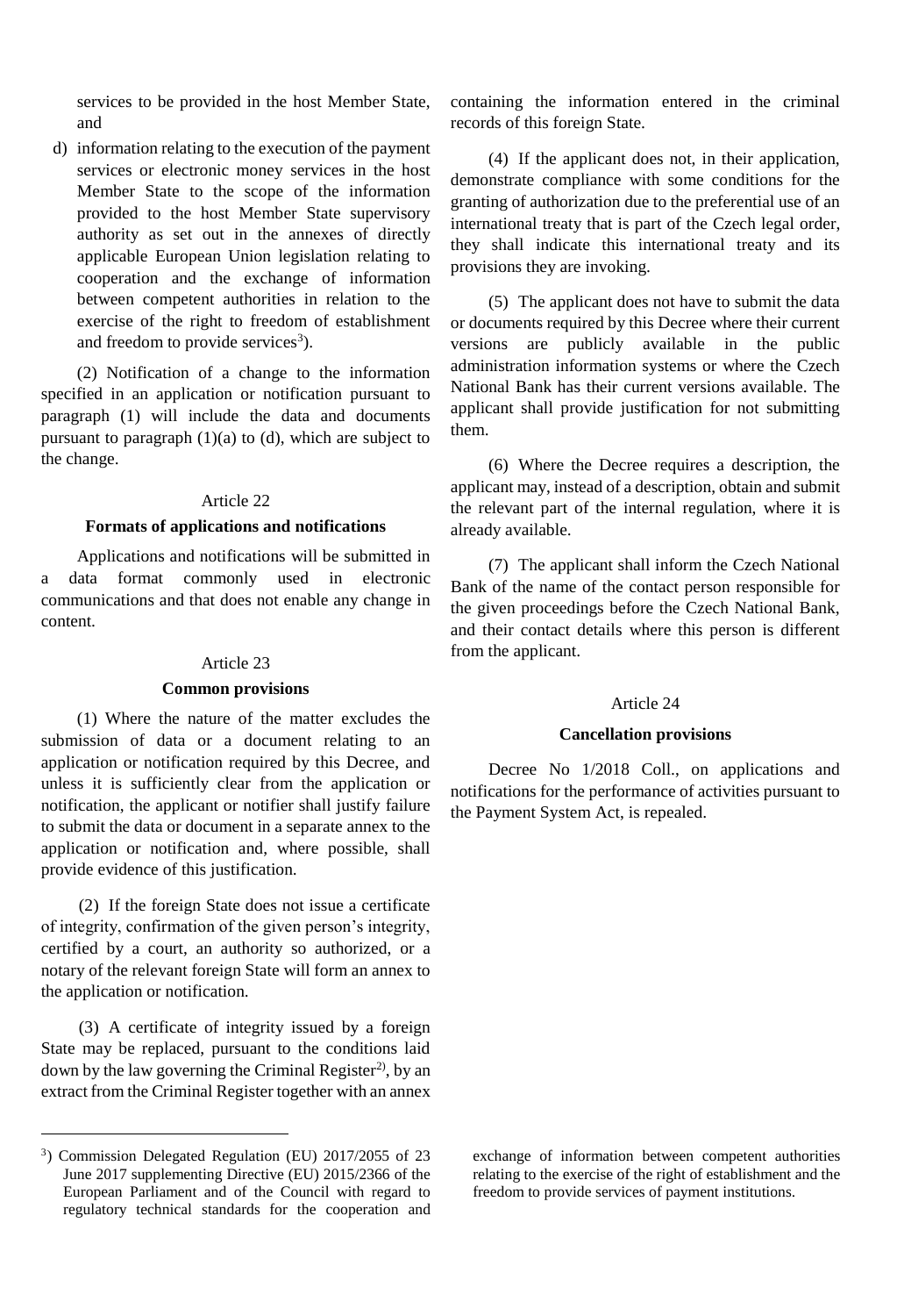services to be provided in the host Member State, and

d) information relating to the execution of the payment services or electronic money services in the host Member State to the scope of the information provided to the host Member State supervisory authority as set out in the annexes of directly applicable European Union legislation relating to cooperation and the exchange of information between competent authorities in relation to the exercise of the right to freedom of establishment and freedom to provide services[3]).

(2) Notification of a change to the information specified in an application or notification pursuant to paragraph (1) will include the data and documents pursuant to paragraph (1)(a) to (d), which are subject to the change.

Article 22

**Formats of applications and notifications**

Applications and notifications will be submitted in a data format commonly used in electronic communications and that does not enable any change in content.

Article 23

**Common provisions**

(1) Where the nature of the matter excludes the submission of data or a document relating to an application or notification required by this Decree, and unless it is sufficiently clear from the application or notification, the applicant or notifier shall justify failure to submit the data or document in a separate annex to the application or notification and, where possible, shall provide evidence of this justification.

(2) If the foreign State does not issue a certificate of integrity, confirmation of the given person's integrity, certified by a court, an authority so authorized, or a notary of the relevant foreign State will form an annex to the application or notification.

(3) A certificate of integrity issued by a foreign State may be replaced, pursuant to the conditions laid down by the law governing the Criminal Register[2]), by an extract from the Criminal Register together with an annex containing the information entered in the criminal records of this foreign State.

(4) If the applicant does not, in their application, demonstrate compliance with some conditions for the granting of authorization due to the preferential use of an international treaty that is part of the Czech legal order, they shall indicate this international treaty and its provisions they are invoking.

(5) The applicant does not have to submit the data or documents required by this Decree where their current versions are publicly available in the public administration information systems or where the Czech National Bank has their current versions available. The applicant shall provide justification for not submitting them.

(6) Where the Decree requires a description, the applicant may, instead of a description, obtain and submit the relevant part of the internal regulation, where it is already available.

(7) The applicant shall inform the Czech National Bank of the name of the contact person responsible for the given proceedings before the Czech National Bank, and their contact details where this person is different from the applicant.

Article 24

**Cancellation provisions**

Decree No 1/2018 Coll., on applications and notifications for the performance of activities pursuant to the Payment System Act, is repealed.

---

[3]) Commission Delegated Regulation (EU) 2017/2055 of 23 June 2017 supplementing Directive (EU) 2015/2366 of the European Parliament and of the Council with regard to regulatory technical standards for the cooperation and exchange of information between competent authorities relating to the exercise of the right of establishment and the freedom to provide services of payment institutions.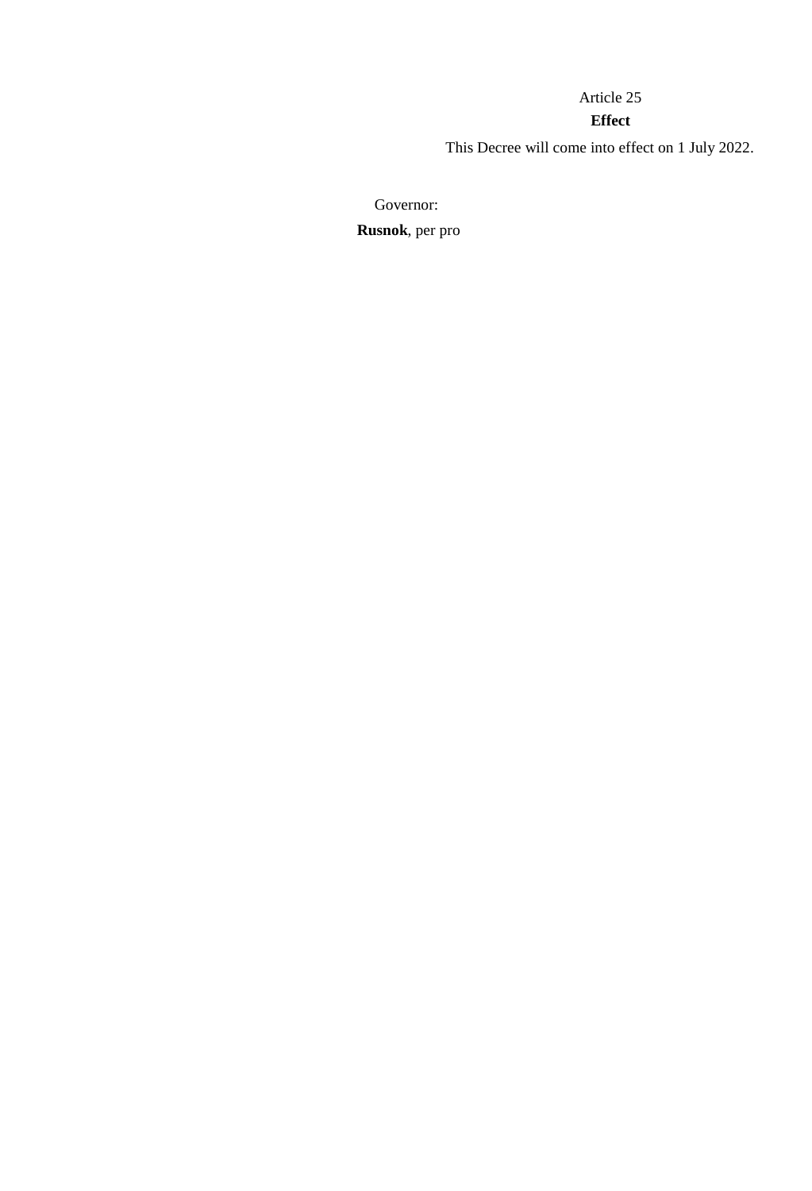Article 25

**Effect**

This Decree will come into effect on 1 July 2022.

Governor:

**Rusnok**, per pro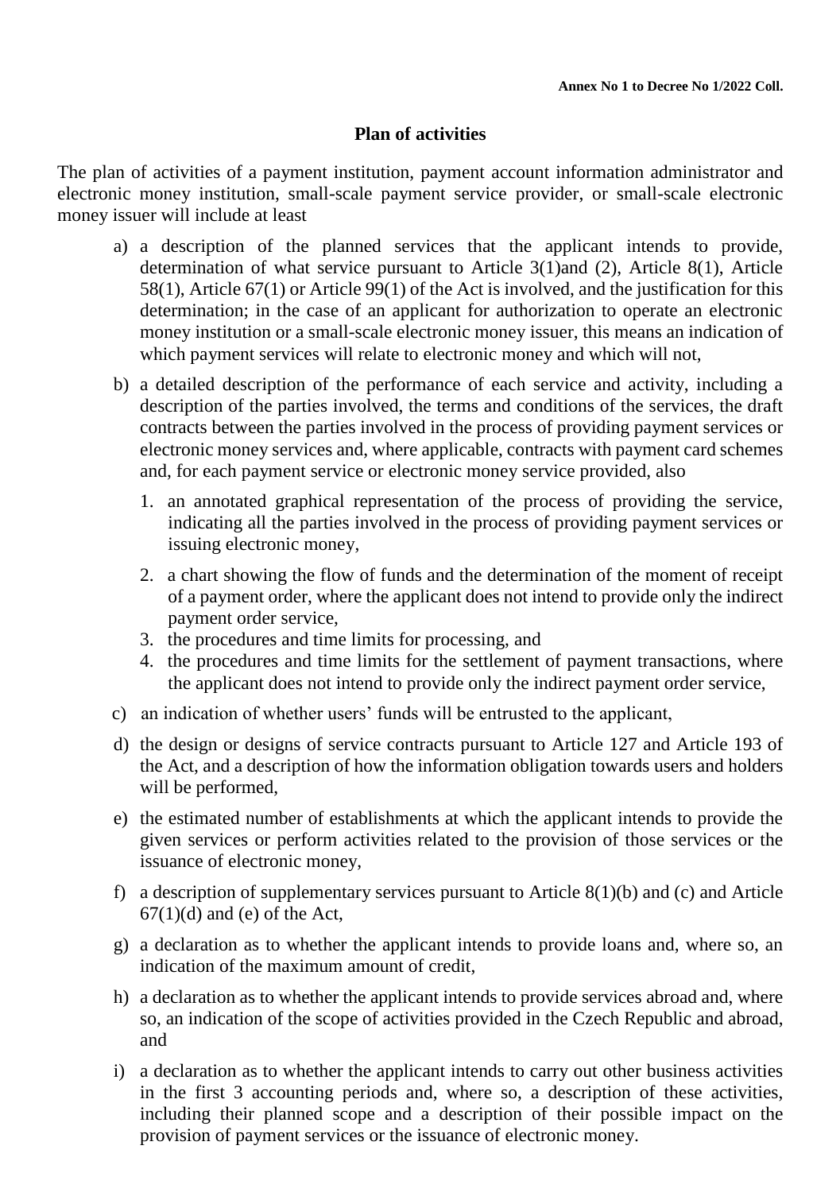**Annex No 1 to Decree No 1/2022 Coll.**

## Plan of activities

The plan of activities of a payment institution, payment account information administrator and electronic money institution, small-scale payment service provider, or small-scale electronic money issuer will include at least

a) a description of the planned services that the applicant intends to provide, determination of what service pursuant to Article 3(1)and (2), Article 8(1), Article 58(1), Article 67(1) or Article 99(1) of the Act is involved, and the justification for this determination; in the case of an applicant for authorization to operate an electronic money institution or a small-scale electronic money issuer, this means an indication of which payment services will relate to electronic money and which will not,

b) a detailed description of the performance of each service and activity, including a description of the parties involved, the terms and conditions of the services, the draft contracts between the parties involved in the process of providing payment services or electronic money services and, where applicable, contracts with payment card schemes and, for each payment service or electronic money service provided, also

   1. an annotated graphical representation of the process of providing the service, indicating all the parties involved in the process of providing payment services or issuing electronic money,
   2. a chart showing the flow of funds and the determination of the moment of receipt of a payment order, where the applicant does not intend to provide only the indirect payment order service,
   3. the procedures and time limits for processing, and
   4. the procedures and time limits for the settlement of payment transactions, where the applicant does not intend to provide only the indirect payment order service,

c) an indication of whether users' funds will be entrusted to the applicant,

d) the design or designs of service contracts pursuant to Article 127 and Article 193 of the Act, and a description of how the information obligation towards users and holders will be performed,

e) the estimated number of establishments at which the applicant intends to provide the given services or perform activities related to the provision of those services or the issuance of electronic money,

f) a description of supplementary services pursuant to Article 8(1)(b) and (c) and Article 67(1)(d) and (e) of the Act,

g) a declaration as to whether the applicant intends to provide loans and, where so, an indication of the maximum amount of credit,

h) a declaration as to whether the applicant intends to provide services abroad and, where so, an indication of the scope of activities provided in the Czech Republic and abroad, and

i) a declaration as to whether the applicant intends to carry out other business activities in the first 3 accounting periods and, where so, a description of these activities, including their planned scope and a description of their possible impact on the provision of payment services or the issuance of electronic money.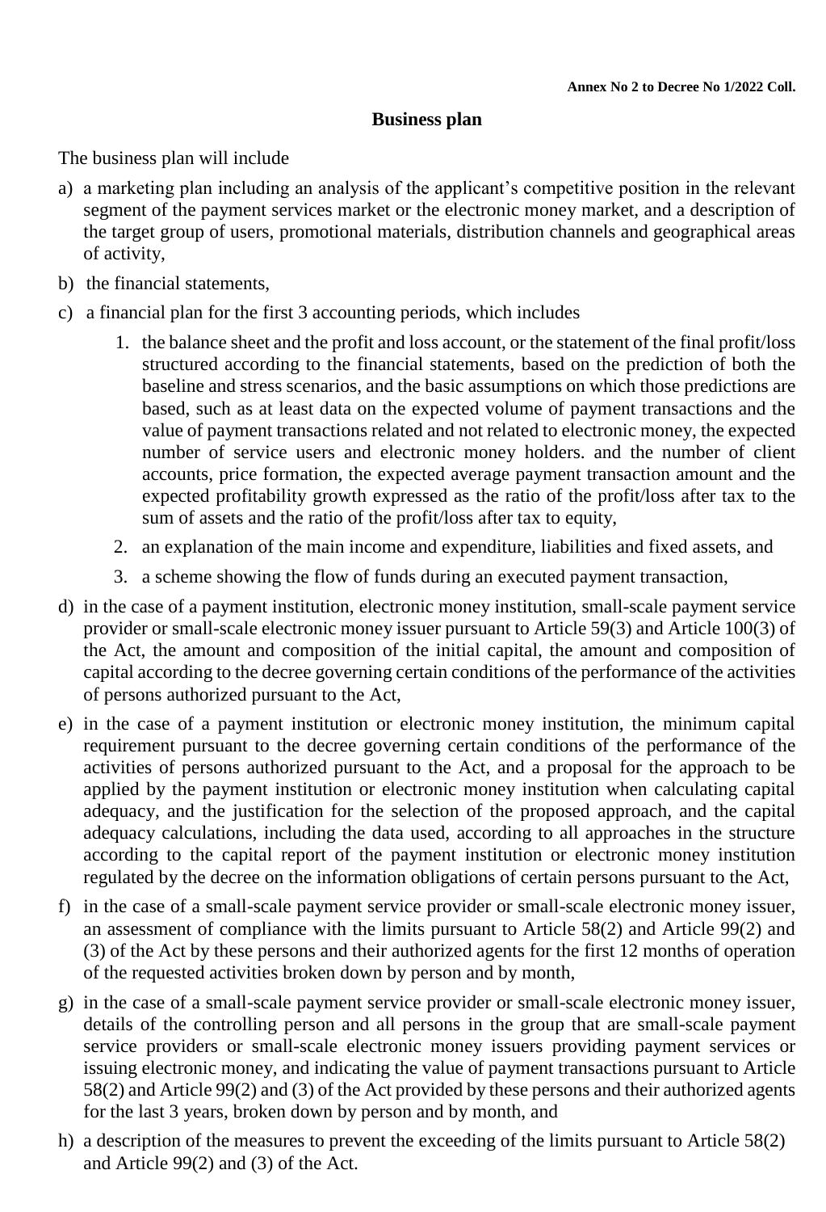**Annex No 2 to Decree No 1/2022 Coll.**

## Business plan

The business plan will include

a) a marketing plan including an analysis of the applicant's competitive position in the relevant segment of the payment services market or the electronic money market, and a description of the target group of users, promotional materials, distribution channels and geographical areas of activity,

b) the financial statements,

c) a financial plan for the first 3 accounting periods, which includes

   1. the balance sheet and the profit and loss account, or the statement of the final profit/loss structured according to the financial statements, based on the prediction of both the baseline and stress scenarios, and the basic assumptions on which those predictions are based, such as at least data on the expected volume of payment transactions and the value of payment transactions related and not related to electronic money, the expected number of service users and electronic money holders. and the number of client accounts, price formation, the expected average payment transaction amount and the expected profitability growth expressed as the ratio of the profit/loss after tax to the sum of assets and the ratio of the profit/loss after tax to equity,

   2. an explanation of the main income and expenditure, liabilities and fixed assets, and

   3. a scheme showing the flow of funds during an executed payment transaction,

d) in the case of a payment institution, electronic money institution, small-scale payment service provider or small-scale electronic money issuer pursuant to Article 59(3) and Article 100(3) of the Act, the amount and composition of the initial capital, the amount and composition of capital according to the decree governing certain conditions of the performance of the activities of persons authorized pursuant to the Act,

e) in the case of a payment institution or electronic money institution, the minimum capital requirement pursuant to the decree governing certain conditions of the performance of the activities of persons authorized pursuant to the Act, and a proposal for the approach to be applied by the payment institution or electronic money institution when calculating capital adequacy, and the justification for the selection of the proposed approach, and the capital adequacy calculations, including the data used, according to all approaches in the structure according to the capital report of the payment institution or electronic money institution regulated by the decree on the information obligations of certain persons pursuant to the Act,

f) in the case of a small-scale payment service provider or small-scale electronic money issuer, an assessment of compliance with the limits pursuant to Article 58(2) and Article 99(2) and (3) of the Act by these persons and their authorized agents for the first 12 months of operation of the requested activities broken down by person and by month,

g) in the case of a small-scale payment service provider or small-scale electronic money issuer, details of the controlling person and all persons in the group that are small-scale payment service providers or small-scale electronic money issuers providing payment services or issuing electronic money, and indicating the value of payment transactions pursuant to Article 58(2) and Article 99(2) and (3) of the Act provided by these persons and their authorized agents for the last 3 years, broken down by person and by month, and

h) a description of the measures to prevent the exceeding of the limits pursuant to Article 58(2) and Article 99(2) and (3) of the Act.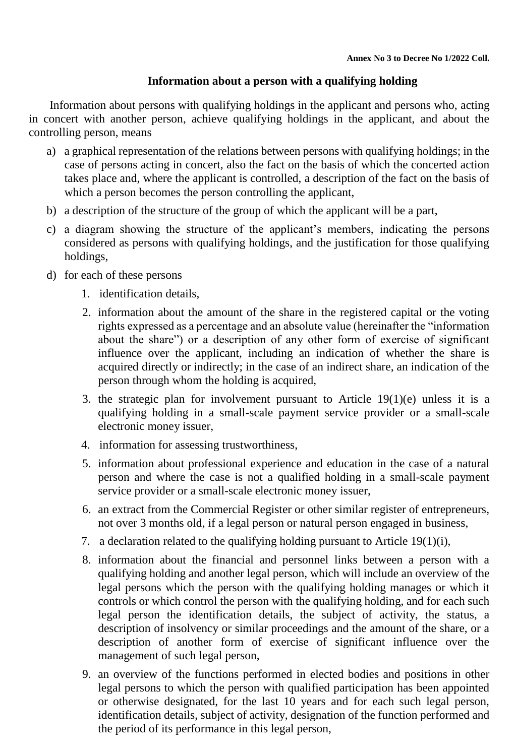**Annex No 3 to Decree No 1/2022 Coll.**

## Information about a person with a qualifying holding

Information about persons with qualifying holdings in the applicant and persons who, acting in concert with another person, achieve qualifying holdings in the applicant, and about the controlling person, means

a) a graphical representation of the relations between persons with qualifying holdings; in the case of persons acting in concert, also the fact on the basis of which the concerted action takes place and, where the applicant is controlled, a description of the fact on the basis of which a person becomes the person controlling the applicant,

b) a description of the structure of the group of which the applicant will be a part,

c) a diagram showing the structure of the applicant's members, indicating the persons considered as persons with qualifying holdings, and the justification for those qualifying holdings,

d) for each of these persons

1. identification details,
2. information about the amount of the share in the registered capital or the voting rights expressed as a percentage and an absolute value (hereinafter the "information about the share") or a description of any other form of exercise of significant influence over the applicant, including an indication of whether the share is acquired directly or indirectly; in the case of an indirect share, an indication of the person through whom the holding is acquired,
3. the strategic plan for involvement pursuant to Article 19(1)(e) unless it is a qualifying holding in a small-scale payment service provider or a small-scale electronic money issuer,
4. information for assessing trustworthiness,
5. information about professional experience and education in the case of a natural person and where the case is not a qualified holding in a small-scale payment service provider or a small-scale electronic money issuer,
6. an extract from the Commercial Register or other similar register of entrepreneurs, not over 3 months old, if a legal person or natural person engaged in business,
7. a declaration related to the qualifying holding pursuant to Article 19(1)(i),
8. information about the financial and personnel links between a person with a qualifying holding and another legal person, which will include an overview of the legal persons which the person with the qualifying holding manages or which it controls or which control the person with the qualifying holding, and for each such legal person the identification details, the subject of activity, the status, a description of insolvency or similar proceedings and the amount of the share, or a description of another form of exercise of significant influence over the management of such legal person,
9. an overview of the functions performed in elected bodies and positions in other legal persons to which the person with qualified participation has been appointed or otherwise designated, for the last 10 years and for each such legal person, identification details, subject of activity, designation of the function performed and the period of its performance in this legal person,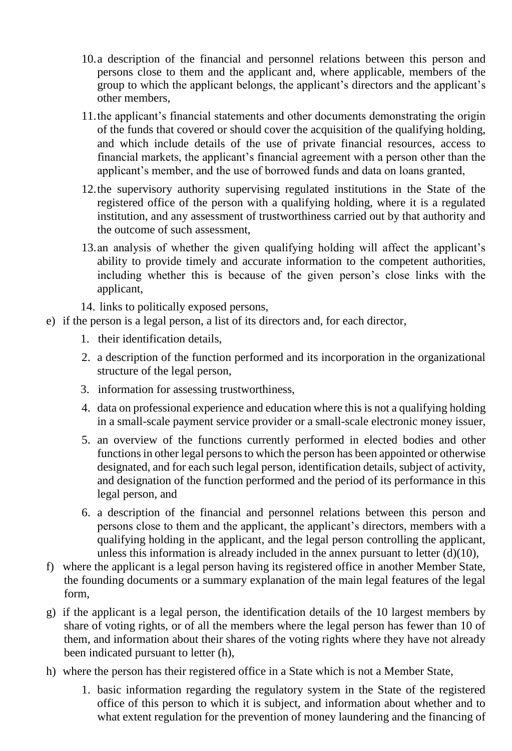10. a description of the financial and personnel relations between this person and persons close to them and the applicant and, where applicable, members of the group to which the applicant belongs, the applicant's directors and the applicant's other members,
11. the applicant's financial statements and other documents demonstrating the origin of the funds that covered or should cover the acquisition of the qualifying holding, and which include details of the use of private financial resources, access to financial markets, the applicant's financial agreement with a person other than the applicant's member, and the use of borrowed funds and data on loans granted,
12. the supervisory authority supervising regulated institutions in the State of the registered office of the person with a qualifying holding, where it is a regulated institution, and any assessment of trustworthiness carried out by that authority and the outcome of such assessment,
13. an analysis of whether the given qualifying holding will affect the applicant's ability to provide timely and accurate information to the competent authorities, including whether this is because of the given person's close links with the applicant,
14. links to politically exposed persons,

e) if the person is a legal person, a list of its directors and, for each director,
   1. their identification details,
   2. a description of the function performed and its incorporation in the organizational structure of the legal person,
   3. information for assessing trustworthiness,
   4. data on professional experience and education where this is not a qualifying holding in a small-scale payment service provider or a small-scale electronic money issuer,
   5. an overview of the functions currently performed in elected bodies and other functions in other legal persons to which the person has been appointed or otherwise designated, and for each such legal person, identification details, subject of activity, and designation of the function performed and the period of its performance in this legal person, and
   6. a description of the financial and personnel relations between this person and persons close to them and the applicant, the applicant's directors, members with a qualifying holding in the applicant, and the legal person controlling the applicant, unless this information is already included in the annex pursuant to letter (d)(10),

f) where the applicant is a legal person having its registered office in another Member State, the founding documents or a summary explanation of the main legal features of the legal form,

g) if the applicant is a legal person, the identification details of the 10 largest members by share of voting rights, or of all the members where the legal person has fewer than 10 of them, and information about their shares of the voting rights where they have not already been indicated pursuant to letter (h),

h) where the person has their registered office in a State which is not a Member State,
   1. basic information regarding the regulatory system in the State of the registered office of this person to which it is subject, and information about whether and to what extent regulation for the prevention of money laundering and the financing of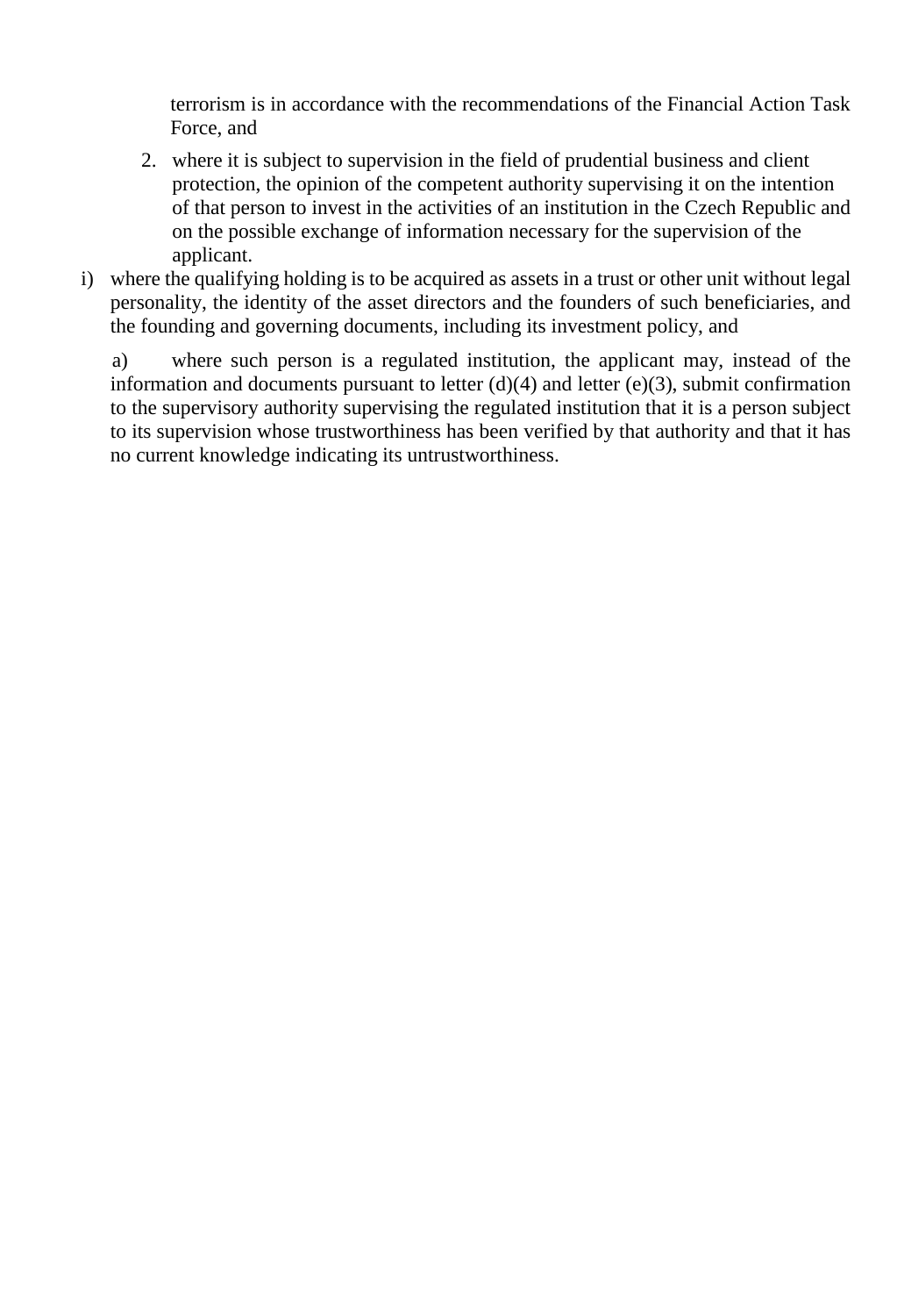terrorism is in accordance with the recommendations of the Financial Action Task Force, and

2. where it is subject to supervision in the field of prudential business and client protection, the opinion of the competent authority supervising it on the intention of that person to invest in the activities of an institution in the Czech Republic and on the possible exchange of information necessary for the supervision of the applicant.

i) where the qualifying holding is to be acquired as assets in a trust or other unit without legal personality, the identity of the asset directors and the founders of such beneficiaries, and the founding and governing documents, including its investment policy, and

a) where such person is a regulated institution, the applicant may, instead of the information and documents pursuant to letter (d)(4) and letter (e)(3), submit confirmation to the supervisory authority supervising the regulated institution that it is a person subject to its supervision whose trustworthiness has been verified by that authority and that it has no current knowledge indicating its untrustworthiness.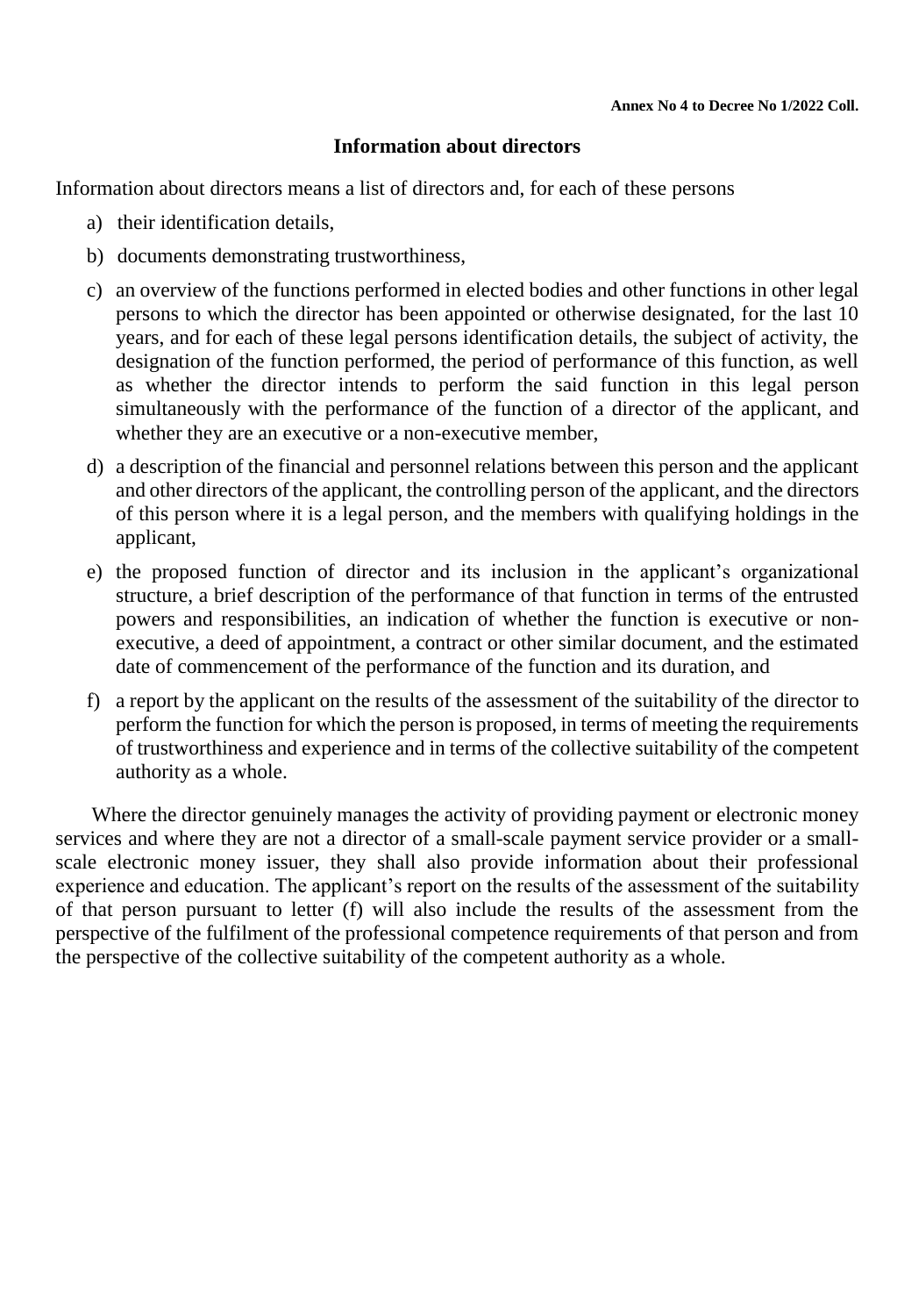**Annex No 4 to Decree No 1/2022 Coll.**

## Information about directors

Information about directors means a list of directors and, for each of these persons

a) their identification details,

b) documents demonstrating trustworthiness,

c) an overview of the functions performed in elected bodies and other functions in other legal persons to which the director has been appointed or otherwise designated, for the last 10 years, and for each of these legal persons identification details, the subject of activity, the designation of the function performed, the period of performance of this function, as well as whether the director intends to perform the said function in this legal person simultaneously with the performance of the function of a director of the applicant, and whether they are an executive or a non-executive member,

d) a description of the financial and personnel relations between this person and the applicant and other directors of the applicant, the controlling person of the applicant, and the directors of this person where it is a legal person, and the members with qualifying holdings in the applicant,

e) the proposed function of director and its inclusion in the applicant's organizational structure, a brief description of the performance of that function in terms of the entrusted powers and responsibilities, an indication of whether the function is executive or non-executive, a deed of appointment, a contract or other similar document, and the estimated date of commencement of the performance of the function and its duration, and

f) a report by the applicant on the results of the assessment of the suitability of the director to perform the function for which the person is proposed, in terms of meeting the requirements of trustworthiness and experience and in terms of the collective suitability of the competent authority as a whole.

Where the director genuinely manages the activity of providing payment or electronic money services and where they are not a director of a small-scale payment service provider or a small-scale electronic money issuer, they shall also provide information about their professional experience and education. The applicant's report on the results of the assessment of the suitability of that person pursuant to letter (f) will also include the results of the assessment from the perspective of the fulfilment of the professional competence requirements of that person and from the perspective of the collective suitability of the competent authority as a whole.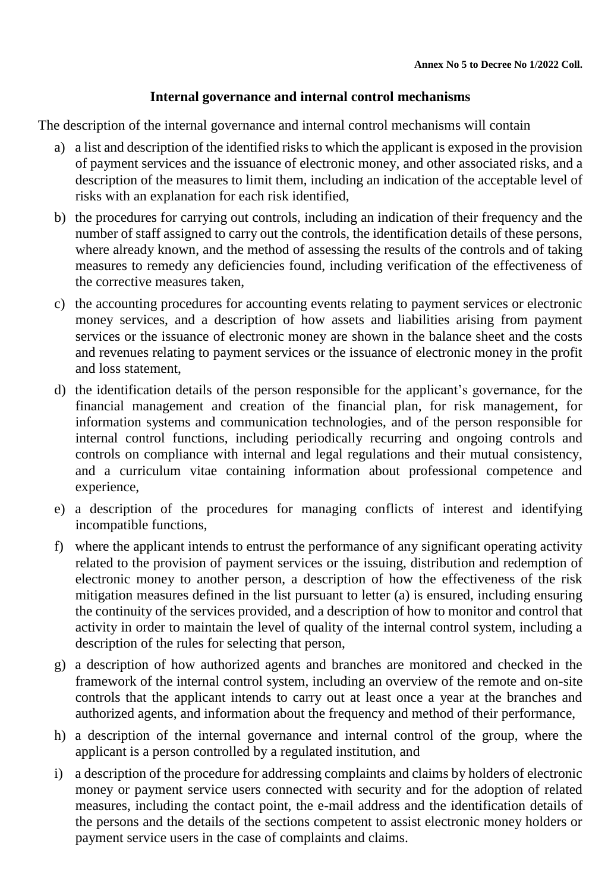**Annex No 5 to Decree No 1/2022 Coll.**

## Internal governance and internal control mechanisms

The description of the internal governance and internal control mechanisms will contain

a) a list and description of the identified risks to which the applicant is exposed in the provision of payment services and the issuance of electronic money, and other associated risks, and a description of the measures to limit them, including an indication of the acceptable level of risks with an explanation for each risk identified,

b) the procedures for carrying out controls, including an indication of their frequency and the number of staff assigned to carry out the controls, the identification details of these persons, where already known, and the method of assessing the results of the controls and of taking measures to remedy any deficiencies found, including verification of the effectiveness of the corrective measures taken,

c) the accounting procedures for accounting events relating to payment services or electronic money services, and a description of how assets and liabilities arising from payment services or the issuance of electronic money are shown in the balance sheet and the costs and revenues relating to payment services or the issuance of electronic money in the profit and loss statement,

d) the identification details of the person responsible for the applicant's governance, for the financial management and creation of the financial plan, for risk management, for information systems and communication technologies, and of the person responsible for internal control functions, including periodically recurring and ongoing controls and controls on compliance with internal and legal regulations and their mutual consistency, and a curriculum vitae containing information about professional competence and experience,

e) a description of the procedures for managing conflicts of interest and identifying incompatible functions,

f) where the applicant intends to entrust the performance of any significant operating activity related to the provision of payment services or the issuing, distribution and redemption of electronic money to another person, a description of how the effectiveness of the risk mitigation measures defined in the list pursuant to letter (a) is ensured, including ensuring the continuity of the services provided, and a description of how to monitor and control that activity in order to maintain the level of quality of the internal control system, including a description of the rules for selecting that person,

g) a description of how authorized agents and branches are monitored and checked in the framework of the internal control system, including an overview of the remote and on-site controls that the applicant intends to carry out at least once a year at the branches and authorized agents, and information about the frequency and method of their performance,

h) a description of the internal governance and internal control of the group, where the applicant is a person controlled by a regulated institution, and

i) a description of the procedure for addressing complaints and claims by holders of electronic money or payment service users connected with security and for the adoption of related measures, including the contact point, the e-mail address and the identification details of the persons and the details of the sections competent to assist electronic money holders or payment service users in the case of complaints and claims.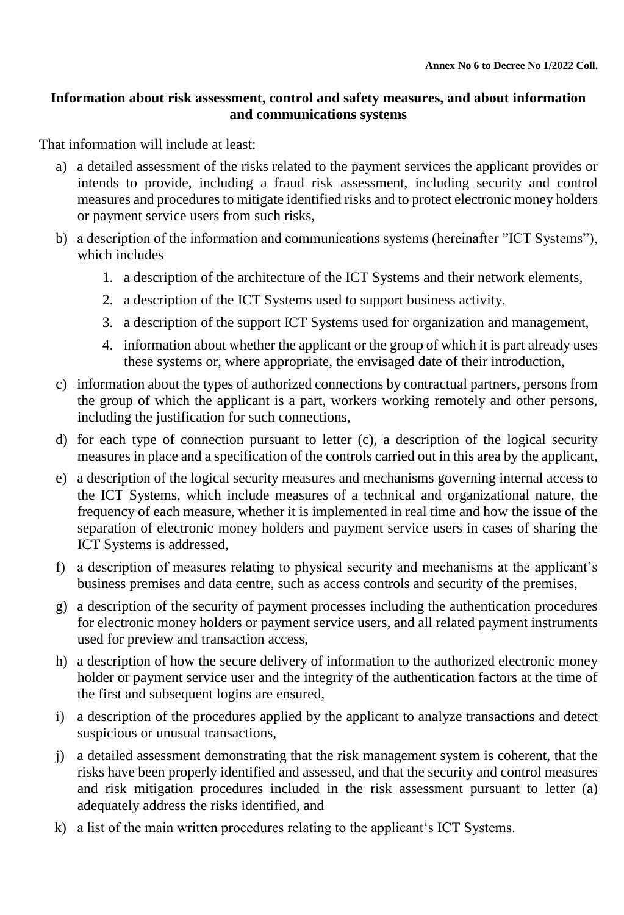**Annex No 6 to Decree No 1/2022 Coll.**

## Information about risk assessment, control and safety measures, and about information and communications systems

That information will include at least:

a) a detailed assessment of the risks related to the payment services the applicant provides or intends to provide, including a fraud risk assessment, including security and control measures and procedures to mitigate identified risks and to protect electronic money holders or payment service users from such risks,

b) a description of the information and communications systems (hereinafter "ICT Systems"), which includes

   1. a description of the architecture of the ICT Systems and their network elements,
   2. a description of the ICT Systems used to support business activity,
   3. a description of the support ICT Systems used for organization and management,
   4. information about whether the applicant or the group of which it is part already uses these systems or, where appropriate, the envisaged date of their introduction,

c) information about the types of authorized connections by contractual partners, persons from the group of which the applicant is a part, workers working remotely and other persons, including the justification for such connections,

d) for each type of connection pursuant to letter (c), a description of the logical security measures in place and a specification of the controls carried out in this area by the applicant,

e) a description of the logical security measures and mechanisms governing internal access to the ICT Systems, which include measures of a technical and organizational nature, the frequency of each measure, whether it is implemented in real time and how the issue of the separation of electronic money holders and payment service users in cases of sharing the ICT Systems is addressed,

f) a description of measures relating to physical security and mechanisms at the applicant's business premises and data centre, such as access controls and security of the premises,

g) a description of the security of payment processes including the authentication procedures for electronic money holders or payment service users, and all related payment instruments used for preview and transaction access,

h) a description of how the secure delivery of information to the authorized electronic money holder or payment service user and the integrity of the authentication factors at the time of the first and subsequent logins are ensured,

i) a description of the procedures applied by the applicant to analyze transactions and detect suspicious or unusual transactions,

j) a detailed assessment demonstrating that the risk management system is coherent, that the risks have been properly identified and assessed, and that the security and control measures and risk mitigation procedures included in the risk assessment pursuant to letter (a) adequately address the risks identified, and

k) a list of the main written procedures relating to the applicant's ICT Systems.